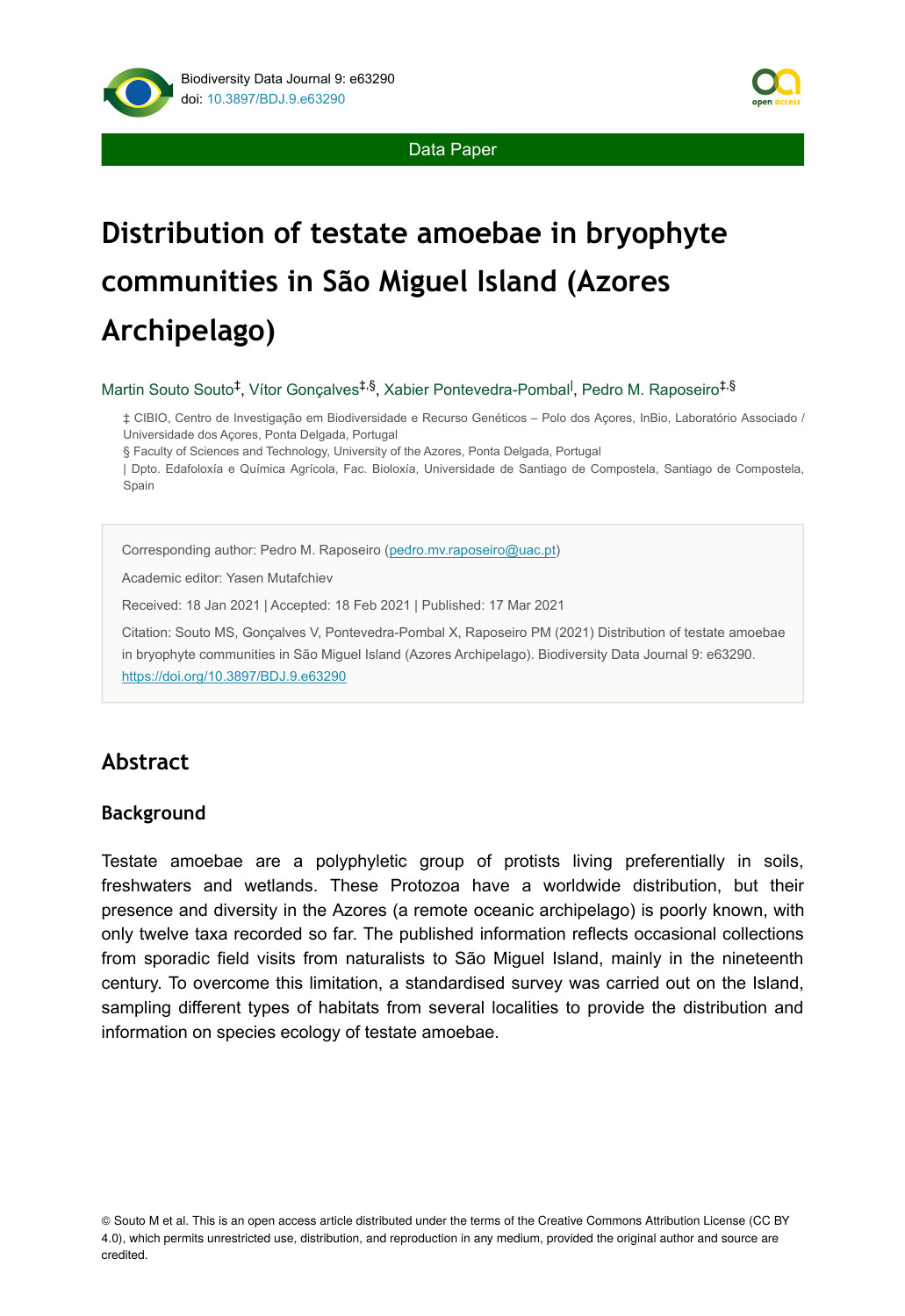Data Paper

# Distribution of testate amoebae in bryophyte communities in São Miguel Island (Azores Archipelago)

Martin Souto Souto[‡], Vítor Gonçalves[‡,§], Xabier Pontevedra-Pombal[|], Pedro M. Raposeiro[‡,§]

‡ CIBIO, Centro de Investigação em Biodiversidade e Recurso Genéticos – Polo dos Açores, InBio, Laboratório Associado / Universidade dos Açores, Ponta Delgada, Portugal

§ Faculty of Sciences and Technology, University of the Azores, Ponta Delgada, Portugal

| Dpto. Edafoloxía e Química Agrícola, Fac. Bioloxía, Universidade de Santiago de Compostela, Santiago de Compostela, Spain

Corresponding author: Pedro M. Raposeiro (pedro.mv.raposeiro@uac.pt)

Academic editor: Yasen Mutafchiev

Received: 18 Jan 2021 | Accepted: 18 Feb 2021 | Published: 17 Mar 2021

Citation: Souto MS, Gonçalves V, Pontevedra-Pombal X, Raposeiro PM (2021) Distribution of testate amoebae in bryophyte communities in São Miguel Island (Azores Archipelago). Biodiversity Data Journal 9: e63290. https://doi.org/10.3897/BDJ.9.e63290

## Abstract

### Background

Testate amoebae are a polyphyletic group of protists living preferentially in soils, freshwaters and wetlands. These Protozoa have a worldwide distribution, but their presence and diversity in the Azores (a remote oceanic archipelago) is poorly known, with only twelve taxa recorded so far. The published information reflects occasional collections from sporadic field visits from naturalists to São Miguel Island, mainly in the nineteenth century. To overcome this limitation, a standardised survey was carried out on the Island, sampling different types of habitats from several localities to provide the distribution and information on species ecology of testate amoebae.

© Souto M et al. This is an open access article distributed under the terms of the Creative Commons Attribution License (CC BY 4.0), which permits unrestricted use, distribution, and reproduction in any medium, provided the original author and source are credited.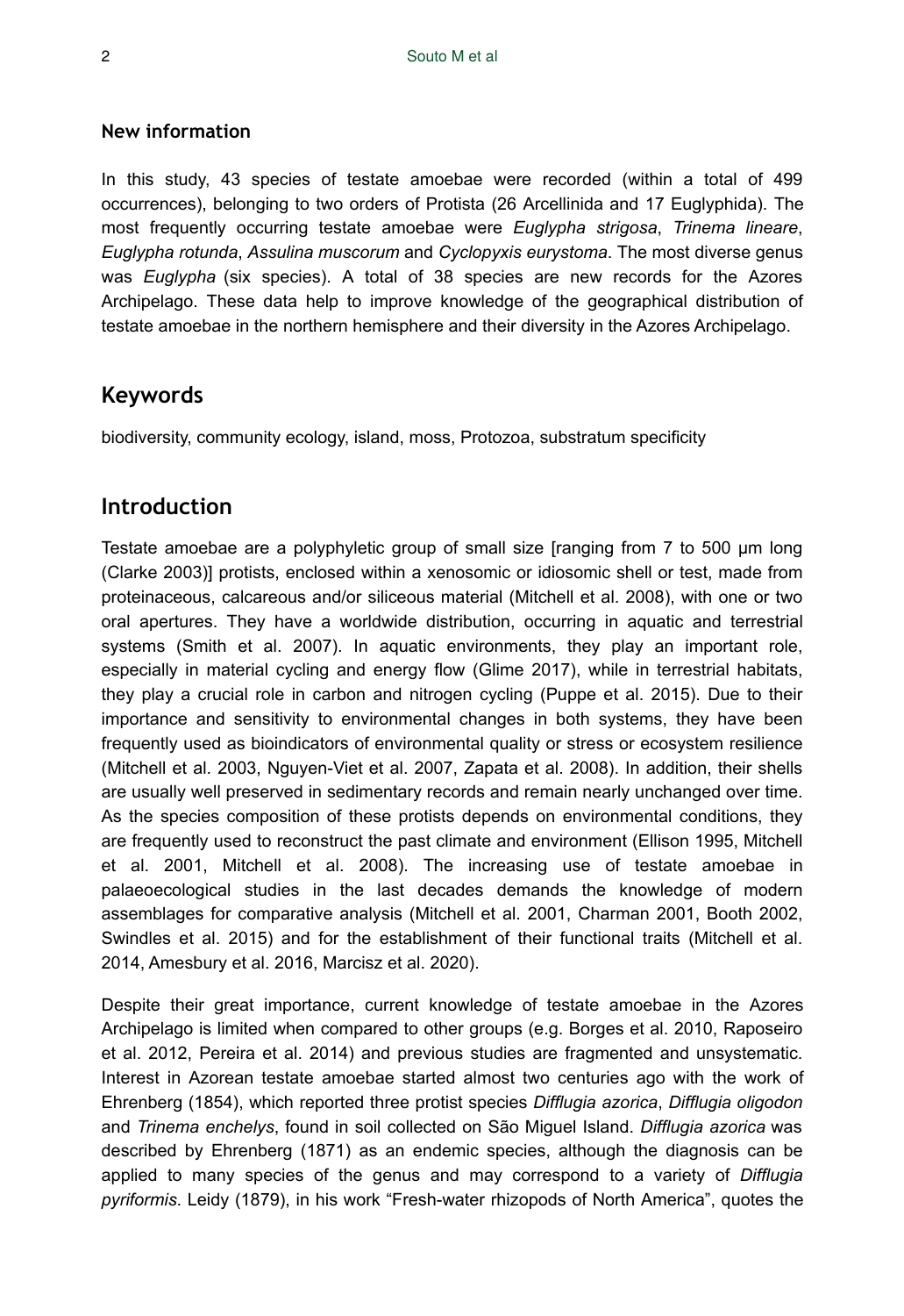### New information

In this study, 43 species of testate amoebae were recorded (within a total of 499 occurrences), belonging to two orders of Protista (26 Arcellinida and 17 Euglyphida). The most frequently occurring testate amoebae were *Euglypha strigosa*, *Trinema lineare*, *Euglypha rotunda*, *Assulina muscorum* and *Cyclopyxis eurystoma*. The most diverse genus was *Euglypha* (six species). A total of 38 species are new records for the Azores Archipelago. These data help to improve knowledge of the geographical distribution of testate amoebae in the northern hemisphere and their diversity in the Azores Archipelago.

## Keywords

biodiversity, community ecology, island, moss, Protozoa, substratum specificity

## Introduction

Testate amoebae are a polyphyletic group of small size [ranging from 7 to 500 µm long (Clarke 2003)] protists, enclosed within a xenosomic or idiosomic shell or test, made from proteinaceous, calcareous and/or siliceous material (Mitchell et al. 2008), with one or two oral apertures. They have a worldwide distribution, occurring in aquatic and terrestrial systems (Smith et al. 2007). In aquatic environments, they play an important role, especially in material cycling and energy flow (Glime 2017), while in terrestrial habitats, they play a crucial role in carbon and nitrogen cycling (Puppe et al. 2015). Due to their importance and sensitivity to environmental changes in both systems, they have been frequently used as bioindicators of environmental quality or stress or ecosystem resilience (Mitchell et al. 2003, Nguyen-Viet et al. 2007, Zapata et al. 2008). In addition, their shells are usually well preserved in sedimentary records and remain nearly unchanged over time. As the species composition of these protists depends on environmental conditions, they are frequently used to reconstruct the past climate and environment (Ellison 1995, Mitchell et al. 2001, Mitchell et al. 2008). The increasing use of testate amoebae in palaeoecological studies in the last decades demands the knowledge of modern assemblages for comparative analysis (Mitchell et al. 2001, Charman 2001, Booth 2002, Swindles et al. 2015) and for the establishment of their functional traits (Mitchell et al. 2014, Amesbury et al. 2016, Marcisz et al. 2020).

Despite their great importance, current knowledge of testate amoebae in the Azores Archipelago is limited when compared to other groups (e.g. Borges et al. 2010, Raposeiro et al. 2012, Pereira et al. 2014) and previous studies are fragmented and unsystematic. Interest in Azorean testate amoebae started almost two centuries ago with the work of Ehrenberg (1854), which reported three protist species *Difflugia azorica*, *Difflugia oligodon* and *Trinema enchelys*, found in soil collected on São Miguel Island. *Difflugia azorica* was described by Ehrenberg (1871) as an endemic species, although the diagnosis can be applied to many species of the genus and may correspond to a variety of *Difflugia pyriformis*. Leidy (1879), in his work "Fresh-water rhizopods of North America", quotes the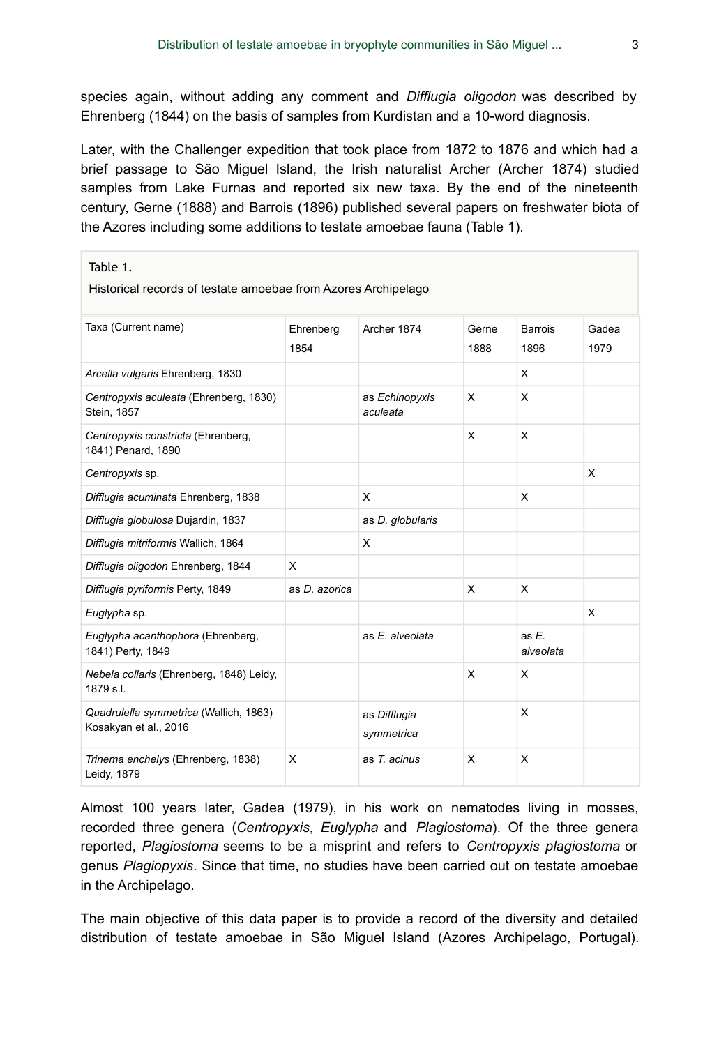species again, without adding any comment and *Difflugia oligodon* was described by Ehrenberg (1844) on the basis of samples from Kurdistan and a 10-word diagnosis.

Later, with the Challenger expedition that took place from 1872 to 1876 and which had a brief passage to São Miguel Island, the Irish naturalist Archer (Archer 1874) studied samples from Lake Furnas and reported six new taxa. By the end of the nineteenth century, Gerne (1888) and Barrois (1896) published several papers on freshwater biota of the Azores including some additions to testate amoebae fauna (Table 1).

Table 1.

Historical records of testate amoebae from Azores Archipelago

| Taxa (Current name) | Ehrenberg 1854 | Archer 1874 | Gerne 1888 | Barrois 1896 | Gadea 1979 |
|---|---|---|---|---|---|
| *Arcella vulgaris* Ehrenberg, 1830 | | | | X | |
| *Centropyxis aculeata* (Ehrenberg, 1830) Stein, 1857 | | as *Echinopyxis aculeata* | X | X | |
| *Centropyxis constricta* (Ehrenberg, 1841) Penard, 1890 | | | X | X | |
| *Centropyxis* sp. | | | | | X |
| *Difflugia acuminata* Ehrenberg, 1838 | | X | | X | |
| *Difflugia globulosa* Dujardin, 1837 | | as *D. globularis* | | | |
| *Difflugia mitriformis* Wallich, 1864 | | X | | | |
| *Difflugia oligodon* Ehrenberg, 1844 | X | | | | |
| *Difflugia pyriformis* Perty, 1849 | as *D. azorica* | | X | X | |
| *Euglypha* sp. | | | | | X |
| *Euglypha acanthophora* (Ehrenberg, 1841) Perty, 1849 | | as *E. alveolata* | | as *E. alveolata* | |
| *Nebela collaris* (Ehrenberg, 1848) Leidy, 1879 s.l. | | | X | X | |
| *Quadrulella symmetrica* (Wallich, 1863) Kosakyan et al., 2016 | | as *Difflugia symmetrica* | | X | |
| *Trinema enchelys* (Ehrenberg, 1838) Leidy, 1879 | X | as *T. acinus* | X | X | |

Almost 100 years later, Gadea (1979), in his work on nematodes living in mosses, recorded three genera (*Centropyxis*, *Euglypha* and *Plagiostoma*). Of the three genera reported, *Plagiostoma* seems to be a misprint and refers to *Centropyxis plagiostoma* or genus *Plagiopyxis*. Since that time, no studies have been carried out on testate amoebae in the Archipelago.

The main objective of this data paper is to provide a record of the diversity and detailed distribution of testate amoebae in São Miguel Island (Azores Archipelago, Portugal).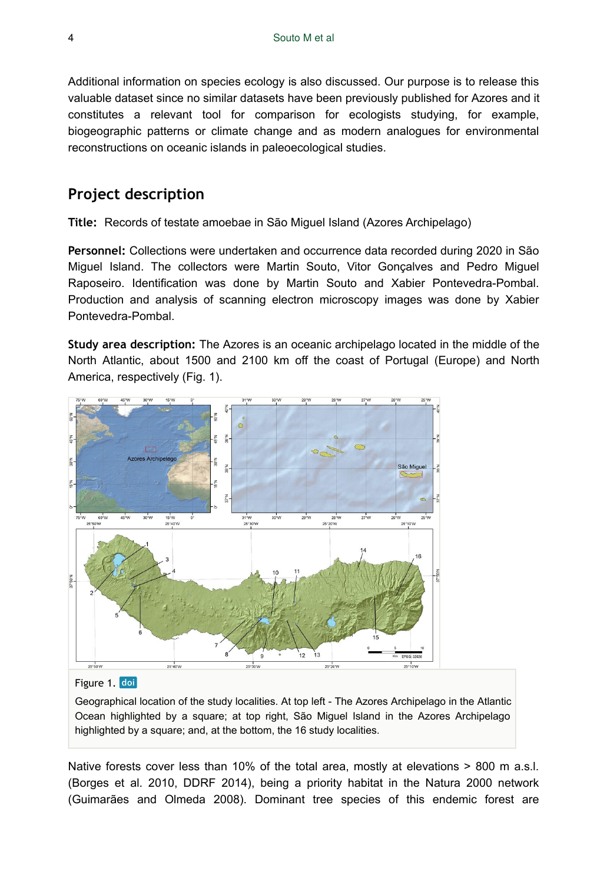Additional information on species ecology is also discussed. Our purpose is to release this valuable dataset since no similar datasets have been previously published for Azores and it constitutes a relevant tool for comparison for ecologists studying, for example, biogeographic patterns or climate change and as modern analogues for environmental reconstructions on oceanic islands in paleoecological studies.

## Project description

**Title:** Records of testate amoebae in São Miguel Island (Azores Archipelago)

**Personnel:** Collections were undertaken and occurrence data recorded during 2020 in São Miguel Island. The collectors were Martin Souto, Vitor Gonçalves and Pedro Miguel Raposeiro. Identification was done by Martin Souto and Xabier Pontevedra-Pombal. Production and analysis of scanning electron microscopy images was done by Xabier Pontevedra-Pombal.

**Study area description:** The Azores is an oceanic archipelago located in the middle of the North Atlantic, about 1500 and 2100 km off the coast of Portugal (Europe) and North America, respectively (Fig. 1).

Figure 1. doi

Geographical location of the study localities. At top left - The Azores Archipelago in the Atlantic Ocean highlighted by a square; at top right, São Miguel Island in the Azores Archipelago highlighted by a square; and, at the bottom, the 16 study localities.

Native forests cover less than 10% of the total area, mostly at elevations > 800 m a.s.l. (Borges et al. 2010, DDRF 2014), being a priority habitat in the Natura 2000 network (Guimarães and Olmeda 2008). Dominant tree species of this endemic forest are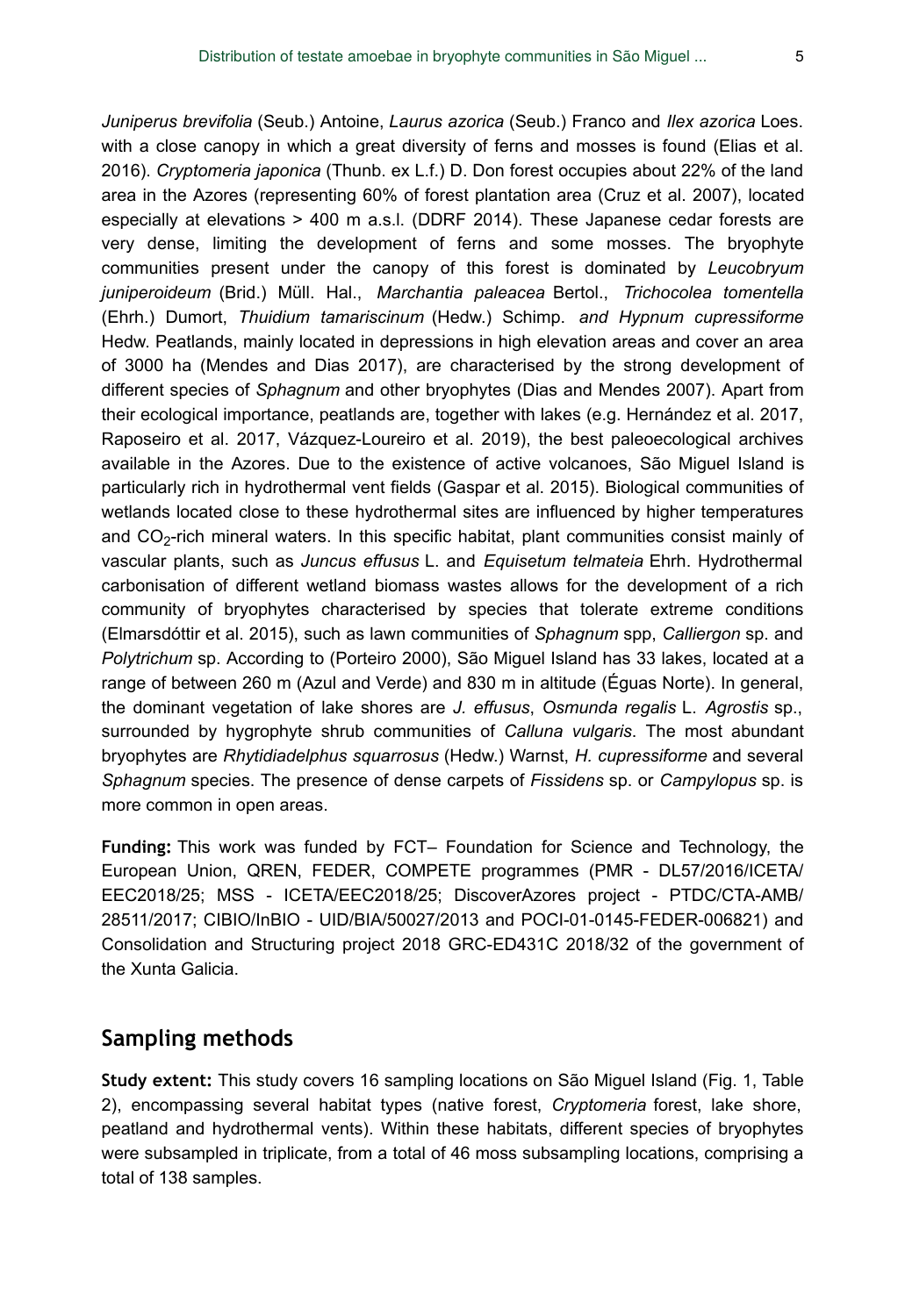*Juniperus brevifolia* (Seub.) Antoine, *Laurus azorica* (Seub.) Franco and *Ilex azorica* Loes. with a close canopy in which a great diversity of ferns and mosses is found (Elias et al. 2016). *Cryptomeria japonica* (Thunb. ex L.f.) D. Don forest occupies about 22% of the land area in the Azores (representing 60% of forest plantation area (Cruz et al. 2007), located especially at elevations > 400 m a.s.l. (DDRF 2014). These Japanese cedar forests are very dense, limiting the development of ferns and some mosses. The bryophyte communities present under the canopy of this forest is dominated by *Leucobryum juniperoideum* (Brid.) Müll. Hal., *Marchantia paleacea* Bertol., *Trichocolea tomentella* (Ehrh.) Dumort, *Thuidium tamariscinum* (Hedw.) Schimp. *and Hypnum cupressiforme* Hedw. Peatlands, mainly located in depressions in high elevation areas and cover an area of 3000 ha (Mendes and Dias 2017), are characterised by the strong development of different species of *Sphagnum* and other bryophytes (Dias and Mendes 2007). Apart from their ecological importance, peatlands are, together with lakes (e.g. Hernández et al. 2017, Raposeiro et al. 2017, Vázquez-Loureiro et al. 2019), the best paleoecological archives available in the Azores. Due to the existence of active volcanoes, São Miguel Island is particularly rich in hydrothermal vent fields (Gaspar et al. 2015). Biological communities of wetlands located close to these hydrothermal sites are influenced by higher temperatures and $CO_2$-rich mineral waters. In this specific habitat, plant communities consist mainly of vascular plants, such as *Juncus effusus* L. and *Equisetum telmateia* Ehrh. Hydrothermal carbonisation of different wetland biomass wastes allows for the development of a rich community of bryophytes characterised by species that tolerate extreme conditions (Elmarsdóttir et al. 2015), such as lawn communities of *Sphagnum* spp, *Calliergon* sp. and *Polytrichum* sp. According to (Porteiro 2000), São Miguel Island has 33 lakes, located at a range of between 260 m (Azul and Verde) and 830 m in altitude (Éguas Norte). In general, the dominant vegetation of lake shores are *J. effusus*, *Osmunda regalis* L. *Agrostis* sp., surrounded by hygrophyte shrub communities of *Calluna vulgaris*. The most abundant bryophytes are *Rhytidiadelphus squarrosus* (Hedw.) Warnst, *H. cupressiforme* and several *Sphagnum* species. The presence of dense carpets of *Fissidens* sp. or *Campylopus* sp. is more common in open areas.

**Funding:** This work was funded by FCT– Foundation for Science and Technology, the European Union, QREN, FEDER, COMPETE programmes (PMR - DL57/2016/ICETA/EEC2018/25; MSS - ICETA/EEC2018/25; DiscoverAzores project - PTDC/CTA-AMB/28511/2017; CIBIO/InBIO - UID/BIA/50027/2013 and POCI-01-0145-FEDER-006821) and Consolidation and Structuring project 2018 GRC-ED431C 2018/32 of the government of the Xunta Galicia.

## Sampling methods

**Study extent:** This study covers 16 sampling locations on São Miguel Island (Fig. 1, Table 2), encompassing several habitat types (native forest, *Cryptomeria* forest, lake shore, peatland and hydrothermal vents). Within these habitats, different species of bryophytes were subsampled in triplicate, from a total of 46 moss subsampling locations, comprising a total of 138 samples.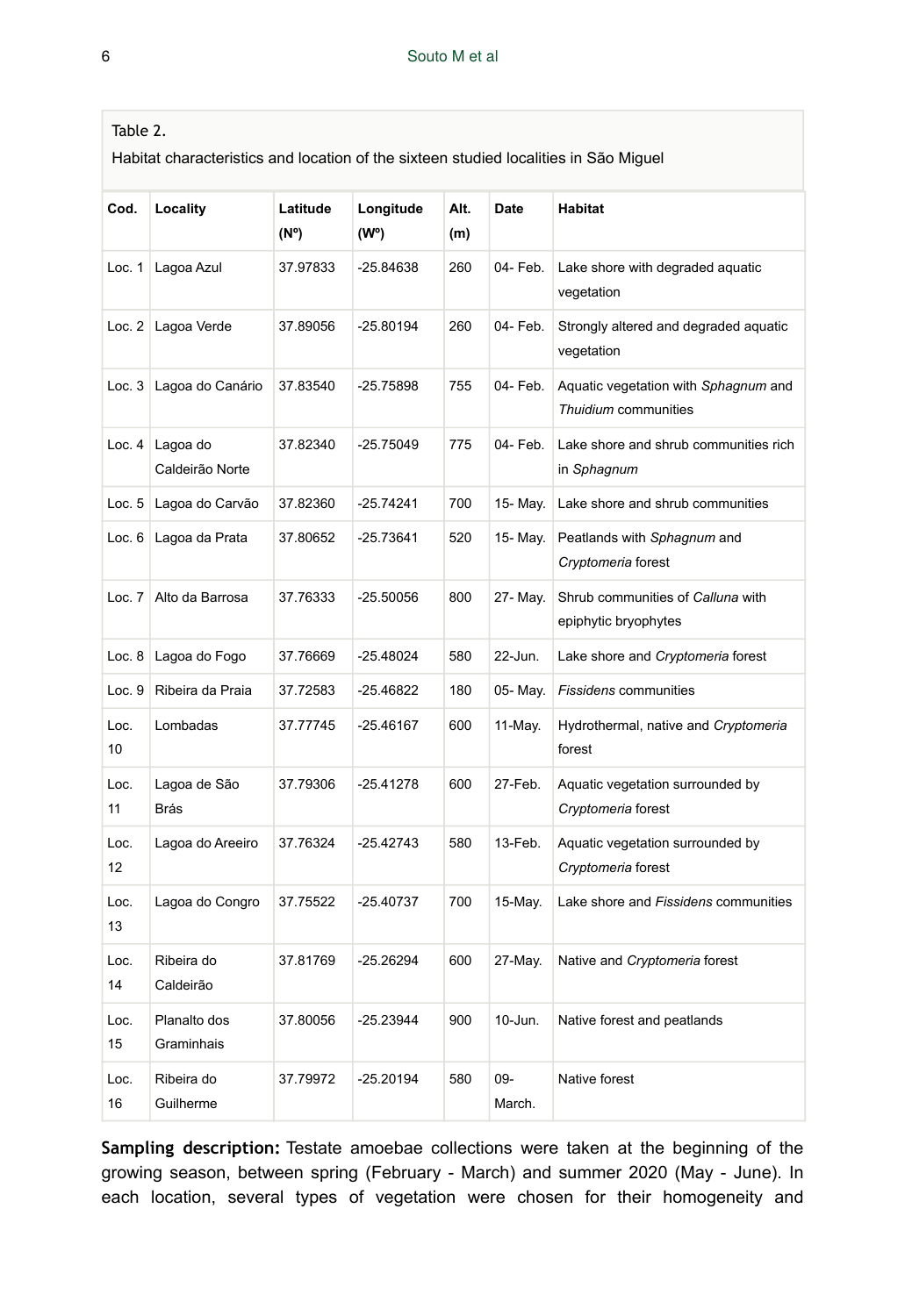Table 2.

Habitat characteristics and location of the sixteen studied localities in São Miguel

| Cod. | Locality | Latitude (Nº) | Longitude (Wº) | Alt. (m) | Date | Habitat |
| --- | --- | --- | --- | --- | --- | --- |
| Loc. 1 | Lagoa Azul | 37.97833 | -25.84638 | 260 | 04- Feb. | Lake shore with degraded aquatic vegetation |
| Loc. 2 | Lagoa Verde | 37.89056 | -25.80194 | 260 | 04- Feb. | Strongly altered and degraded aquatic vegetation |
| Loc. 3 | Lagoa do Canário | 37.83540 | -25.75898 | 755 | 04- Feb. | Aquatic vegetation with *Sphagnum* and *Thuidium* communities |
| Loc. 4 | Lagoa do Caldeirão Norte | 37.82340 | -25.75049 | 775 | 04- Feb. | Lake shore and shrub communities rich in *Sphagnum* |
| Loc. 5 | Lagoa do Carvão | 37.82360 | -25.74241 | 700 | 15- May. | Lake shore and shrub communities |
| Loc. 6 | Lagoa da Prata | 37.80652 | -25.73641 | 520 | 15- May. | Peatlands with *Sphagnum* and *Cryptomeria* forest |
| Loc. 7 | Alto da Barrosa | 37.76333 | -25.50056 | 800 | 27- May. | Shrub communities of *Calluna* with epiphytic bryophytes |
| Loc. 8 | Lagoa do Fogo | 37.76669 | -25.48024 | 580 | 22-Jun. | Lake shore and *Cryptomeria* forest |
| Loc. 9 | Ribeira da Praia | 37.72583 | -25.46822 | 180 | 05- May. | *Fissidens* communities |
| Loc. 10 | Lombadas | 37.77745 | -25.46167 | 600 | 11-May. | Hydrothermal, native and *Cryptomeria* forest |
| Loc. 11 | Lagoa de São Brás | 37.79306 | -25.41278 | 600 | 27-Feb. | Aquatic vegetation surrounded by *Cryptomeria* forest |
| Loc. 12 | Lagoa do Areeiro | 37.76324 | -25.42743 | 580 | 13-Feb. | Aquatic vegetation surrounded by *Cryptomeria* forest |
| Loc. 13 | Lagoa do Congro | 37.75522 | -25.40737 | 700 | 15-May. | Lake shore and *Fissidens* communities |
| Loc. 14 | Ribeira do Caldeirão | 37.81769 | -25.26294 | 600 | 27-May. | Native and *Cryptomeria* forest |
| Loc. 15 | Planalto dos Graminhais | 37.80056 | -25.23944 | 900 | 10-Jun. | Native forest and peatlands |
| Loc. 16 | Ribeira do Guilherme | 37.79972 | -25.20194 | 580 | 09-March. | Native forest |

**Sampling description:** Testate amoebae collections were taken at the beginning of the growing season, between spring (February - March) and summer 2020 (May - June). In each location, several types of vegetation were chosen for their homogeneity and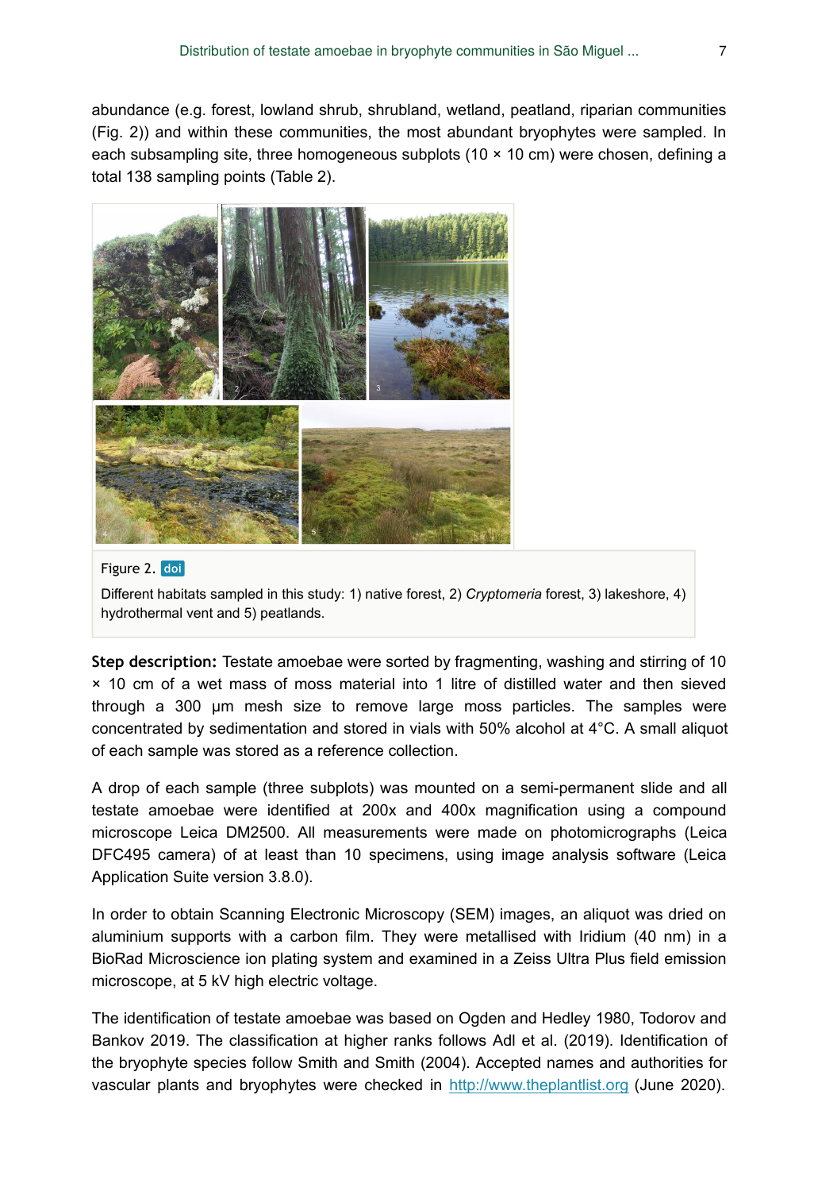abundance (e.g. forest, lowland shrub, shrubland, wetland, peatland, riparian communities (Fig. 2)) and within these communities, the most abundant bryophytes were sampled. In each subsampling site, three homogeneous subplots (10 × 10 cm) were chosen, defining a total 138 sampling points (Table 2).

Figure 2. doi

Different habitats sampled in this study: 1) native forest, 2) *Cryptomeria* forest, 3) lakeshore, 4) hydrothermal vent and 5) peatlands.

**Step description:** Testate amoebae were sorted by fragmenting, washing and stirring of 10 × 10 cm of a wet mass of moss material into 1 litre of distilled water and then sieved through a 300 µm mesh size to remove large moss particles. The samples were concentrated by sedimentation and stored in vials with 50% alcohol at 4°C. A small aliquot of each sample was stored as a reference collection.

A drop of each sample (three subplots) was mounted on a semi-permanent slide and all testate amoebae were identified at 200x and 400x magnification using a compound microscope Leica DM2500. All measurements were made on photomicrographs (Leica DFC495 camera) of at least than 10 specimens, using image analysis software (Leica Application Suite version 3.8.0).

In order to obtain Scanning Electronic Microscopy (SEM) images, an aliquot was dried on aluminium supports with a carbon film. They were metallised with Iridium (40 nm) in a BioRad Microscience ion plating system and examined in a Zeiss Ultra Plus field emission microscope, at 5 kV high electric voltage.

The identification of testate amoebae was based on Ogden and Hedley 1980, Todorov and Bankov 2019. The classification at higher ranks follows Adl et al. (2019). Identification of the bryophyte species follow Smith and Smith (2004). Accepted names and authorities for vascular plants and bryophytes were checked in http://www.theplantlist.org (June 2020).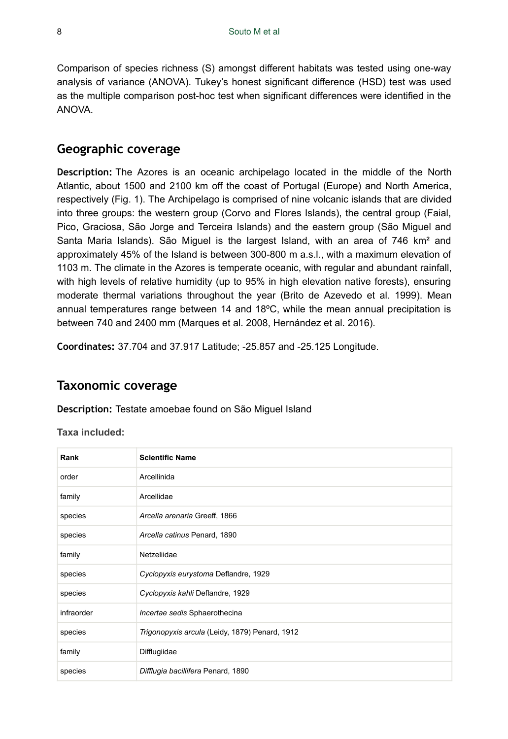Comparison of species richness (S) amongst different habitats was tested using one-way analysis of variance (ANOVA). Tukey's honest significant difference (HSD) test was used as the multiple comparison post-hoc test when significant differences were identified in the ANOVA.

## Geographic coverage

**Description:** The Azores is an oceanic archipelago located in the middle of the North Atlantic, about 1500 and 2100 km off the coast of Portugal (Europe) and North America, respectively (Fig. 1). The Archipelago is comprised of nine volcanic islands that are divided into three groups: the western group (Corvo and Flores Islands), the central group (Faial, Pico, Graciosa, São Jorge and Terceira Islands) and the eastern group (São Miguel and Santa Maria Islands). São Miguel is the largest Island, with an area of 746 km² and approximately 45% of the Island is between 300-800 m a.s.l., with a maximum elevation of 1103 m. The climate in the Azores is temperate oceanic, with regular and abundant rainfall, with high levels of relative humidity (up to 95% in high elevation native forests), ensuring moderate thermal variations throughout the year (Brito de Azevedo et al. 1999). Mean annual temperatures range between 14 and 18ºC, while the mean annual precipitation is between 740 and 2400 mm (Marques et al. 2008, Hernández et al. 2016).

**Coordinates:** 37.704 and 37.917 Latitude; -25.857 and -25.125 Longitude.

## Taxonomic coverage

**Description:** Testate amoebae found on São Miguel Island

**Taxa included:**

| Rank | Scientific Name |
|---|---|
| order | Arcellinida |
| family | Arcellidae |
| species | *Arcella arenaria* Greeff, 1866 |
| species | *Arcella catinus* Penard, 1890 |
| family | Netzeliidae |
| species | *Cyclopyxis eurystoma* Deflandre, 1929 |
| species | *Cyclopyxis kahli* Deflandre, 1929 |
| infraorder | *Incertae sedis* Sphaerothecina |
| species | *Trigonopyxis arcula* (Leidy, 1879) Penard, 1912 |
| family | Difflugiidae |
| species | *Difflugia bacillifera* Penard, 1890 |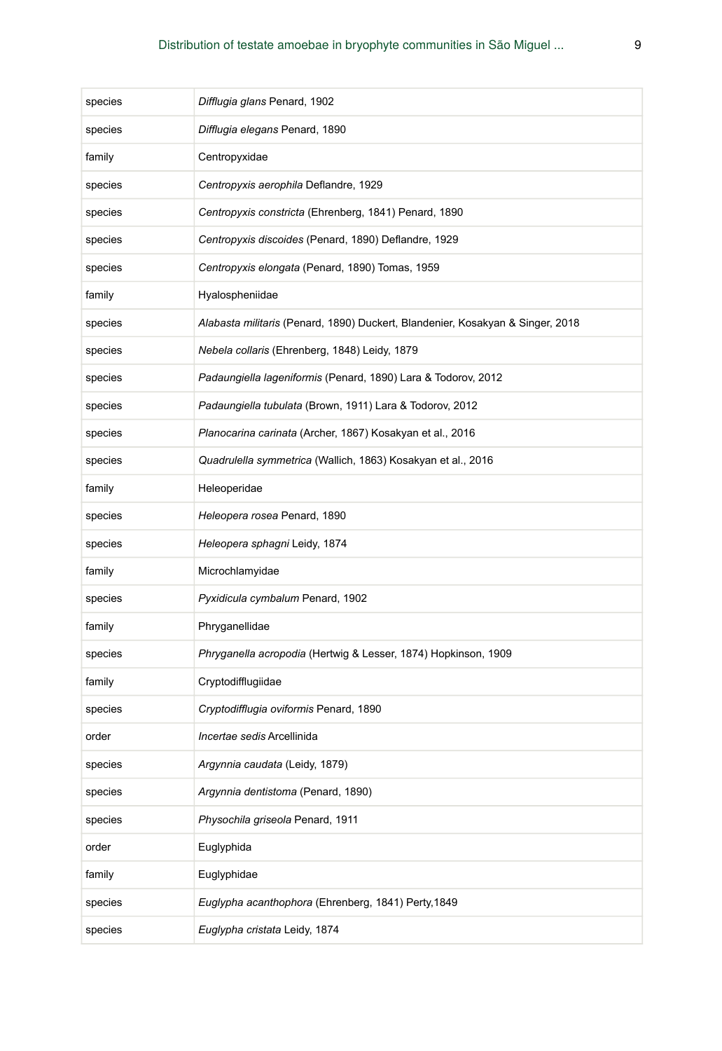| | |
|---|---|
| species | *Difflugia glans* Penard, 1902 |
| species | *Difflugia elegans* Penard, 1890 |
| family | Centropyxidae |
| species | *Centropyxis aerophila* Deflandre, 1929 |
| species | *Centropyxis constricta* (Ehrenberg, 1841) Penard, 1890 |
| species | *Centropyxis discoides* (Penard, 1890) Deflandre, 1929 |
| species | *Centropyxis elongata* (Penard, 1890) Tomas, 1959 |
| family | Hyalospheniidae |
| species | *Alabasta militaris* (Penard, 1890) Duckert, Blandenier, Kosakyan & Singer, 2018 |
| species | *Nebela collaris* (Ehrenberg, 1848) Leidy, 1879 |
| species | *Padaungiella lageniformis* (Penard, 1890) Lara & Todorov, 2012 |
| species | *Padaungiella tubulata* (Brown, 1911) Lara & Todorov, 2012 |
| species | *Planocarina carinata* (Archer, 1867) Kosakyan et al., 2016 |
| species | *Quadrulella symmetrica* (Wallich, 1863) Kosakyan et al., 2016 |
| family | Heleoperidae |
| species | *Heleopera rosea* Penard, 1890 |
| species | *Heleopera sphagni* Leidy, 1874 |
| family | Microchlamyidae |
| species | *Pyxidicula cymbalum* Penard, 1902 |
| family | Phryganellidae |
| species | *Phryganella acropodia* (Hertwig & Lesser, 1874) Hopkinson, 1909 |
| family | Cryptodifflugiidae |
| species | *Cryptodifflugia oviformis* Penard, 1890 |
| order | *Incertae sedis* Arcellinida |
| species | *Argynnia caudata* (Leidy, 1879) |
| species | *Argynnia dentistoma* (Penard, 1890) |
| species | *Physochila griseola* Penard, 1911 |
| order | Euglyphida |
| family | Euglyphidae |
| species | *Euglypha acanthophora* (Ehrenberg, 1841) Perty,1849 |
| species | *Euglypha cristata* Leidy, 1874 |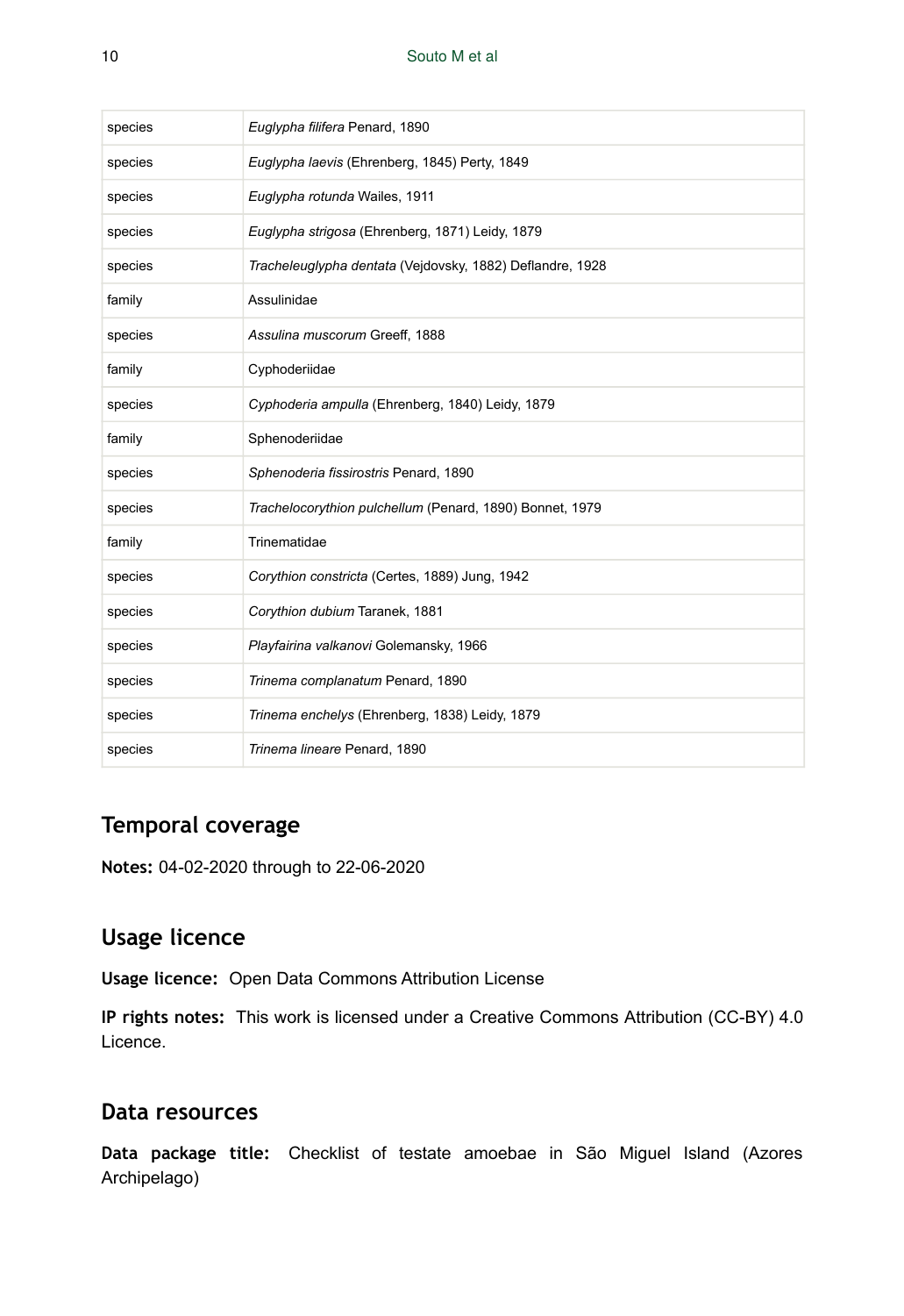| | |
|---|---|
| species | *Euglypha filifera* Penard, 1890 |
| species | *Euglypha laevis* (Ehrenberg, 1845) Perty, 1849 |
| species | *Euglypha rotunda* Wailes, 1911 |
| species | *Euglypha strigosa* (Ehrenberg, 1871) Leidy, 1879 |
| species | *Tracheleuglypha dentata* (Vejdovsky, 1882) Deflandre, 1928 |
| family | Assulinidae |
| species | *Assulina muscorum* Greeff, 1888 |
| family | Cyphoderiidae |
| species | *Cyphoderia ampulla* (Ehrenberg, 1840) Leidy, 1879 |
| family | Sphenoderiidae |
| species | *Sphenoderia fissirostris* Penard, 1890 |
| species | *Trachelocorythion pulchellum* (Penard, 1890) Bonnet, 1979 |
| family | Trinematidae |
| species | *Corythion constricta* (Certes, 1889) Jung, 1942 |
| species | *Corythion dubium* Taranek, 1881 |
| species | *Playfairina valkanovi* Golemansky, 1966 |
| species | *Trinema complanatum* Penard, 1890 |
| species | *Trinema enchelys* (Ehrenberg, 1838) Leidy, 1879 |
| species | *Trinema lineare* Penard, 1890 |

## Temporal coverage

**Notes:** 04-02-2020 through to 22-06-2020

## Usage licence

**Usage licence:** Open Data Commons Attribution License

**IP rights notes:** This work is licensed under a Creative Commons Attribution (CC-BY) 4.0 Licence.

## Data resources

**Data package title:** Checklist of testate amoebae in São Miguel Island (Azores Archipelago)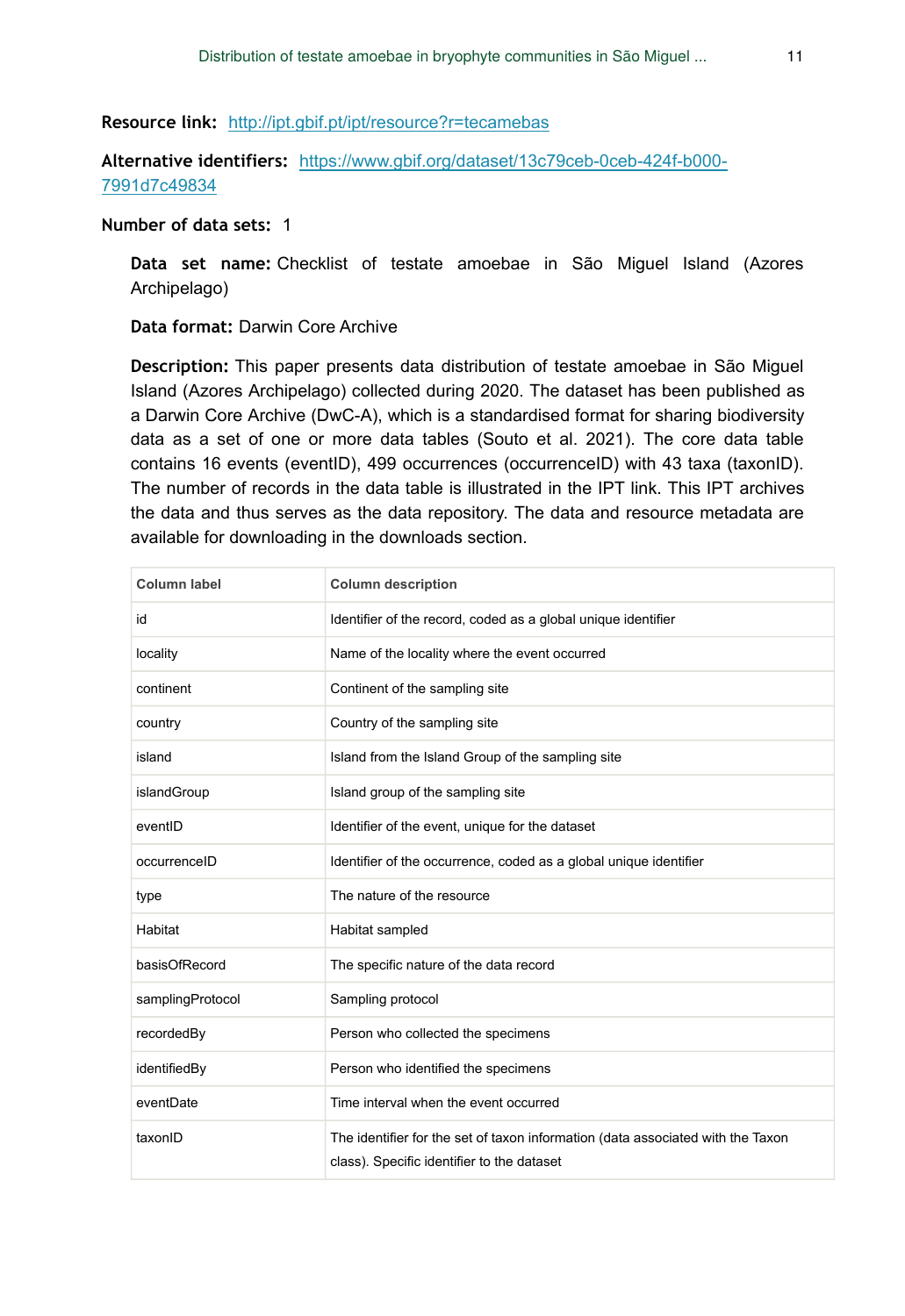**Resource link:** http://ipt.gbif.pt/ipt/resource?r=tecamebas

**Alternative identifiers:** https://www.gbif.org/dataset/13c79ceb-0ceb-424f-b000-7991d7c49834

**Number of data sets:** 1

**Data set name:** Checklist of testate amoebae in São Miguel Island (Azores Archipelago)

**Data format:** Darwin Core Archive

**Description:** This paper presents data distribution of testate amoebae in São Miguel Island (Azores Archipelago) collected during 2020. The dataset has been published as a Darwin Core Archive (DwC-A), which is a standardised format for sharing biodiversity data as a set of one or more data tables (Souto et al. 2021). The core data table contains 16 events (eventID), 499 occurrences (occurrenceID) with 43 taxa (taxonID). The number of records in the data table is illustrated in the IPT link. This IPT archives the data and thus serves as the data repository. The data and resource metadata are available for downloading in the downloads section.

| Column label | Column description |
|---|---|
| id | Identifier of the record, coded as a global unique identifier |
| locality | Name of the locality where the event occurred |
| continent | Continent of the sampling site |
| country | Country of the sampling site |
| island | Island from the Island Group of the sampling site |
| islandGroup | Island group of the sampling site |
| eventID | Identifier of the event, unique for the dataset |
| occurrenceID | Identifier of the occurrence, coded as a global unique identifier |
| type | The nature of the resource |
| Habitat | Habitat sampled |
| basisOfRecord | The specific nature of the data record |
| samplingProtocol | Sampling protocol |
| recordedBy | Person who collected the specimens |
| identifiedBy | Person who identified the specimens |
| eventDate | Time interval when the event occurred |
| taxonID | The identifier for the set of taxon information (data associated with the Taxon class). Specific identifier to the dataset |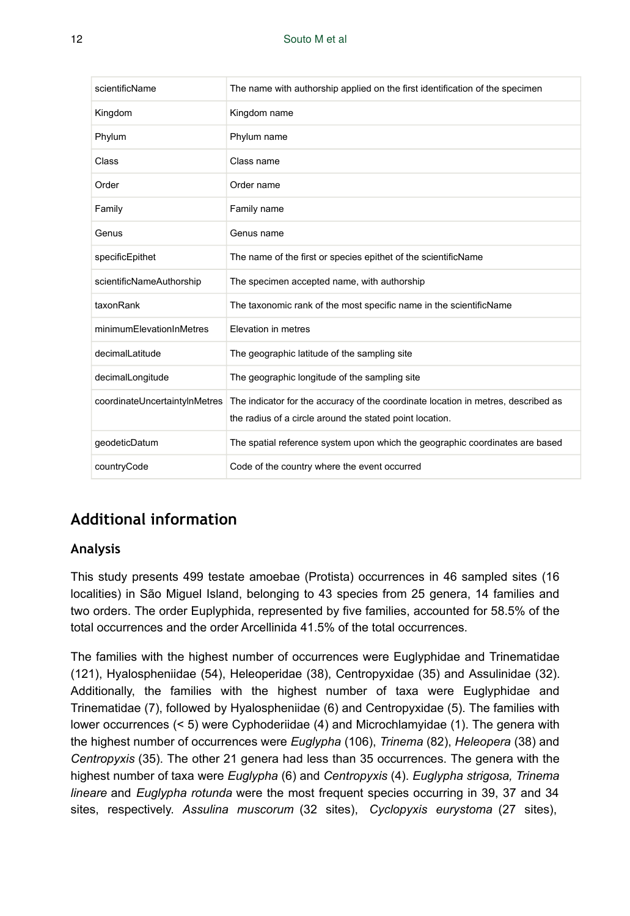| | |
|---|---|
| scientificName | The name with authorship applied on the first identification of the specimen |
| Kingdom | Kingdom name |
| Phylum | Phylum name |
| Class | Class name |
| Order | Order name |
| Family | Family name |
| Genus | Genus name |
| specificEpithet | The name of the first or species epithet of the scientificName |
| scientificNameAuthorship | The specimen accepted name, with authorship |
| taxonRank | The taxonomic rank of the most specific name in the scientificName |
| minimumElevationInMetres | Elevation in metres |
| decimalLatitude | The geographic latitude of the sampling site |
| decimalLongitude | The geographic longitude of the sampling site |
| coordinateUncertaintyInMetres | The indicator for the accuracy of the coordinate location in metres, described as the radius of a circle around the stated point location. |
| geodeticDatum | The spatial reference system upon which the geographic coordinates are based |
| countryCode | Code of the country where the event occurred |

## Additional information

### Analysis

This study presents 499 testate amoebae (Protista) occurrences in 46 sampled sites (16 localities) in São Miguel Island, belonging to 43 species from 25 genera, 14 families and two orders. The order Euplyphida, represented by five families, accounted for 58.5% of the total occurrences and the order Arcellinida 41.5% of the total occurrences.

The families with the highest number of occurrences were Euglyphidae and Trinematidae (121), Hyalospheniidae (54), Heleoperidae (38), Centropyxidae (35) and Assulinidae (32). Additionally, the families with the highest number of taxa were Euglyphidae and Trinematidae (7), followed by Hyalospheniidae (6) and Centropyxidae (5). The families with lower occurrences (< 5) were Cyphoderiidae (4) and Microchlamyidae (1). The genera with the highest number of occurrences were *Euglypha* (106), *Trinema* (82), *Heleopera* (38) and *Centropyxis* (35). The other 21 genera had less than 35 occurrences. The genera with the highest number of taxa were *Euglypha* (6) and *Centropyxis* (4). *Euglypha strigosa, Trinema lineare* and *Euglypha rotunda* were the most frequent species occurring in 39, 37 and 34 sites, respectively. *Assulina muscorum* (32 sites), *Cyclopyxis eurystoma* (27 sites),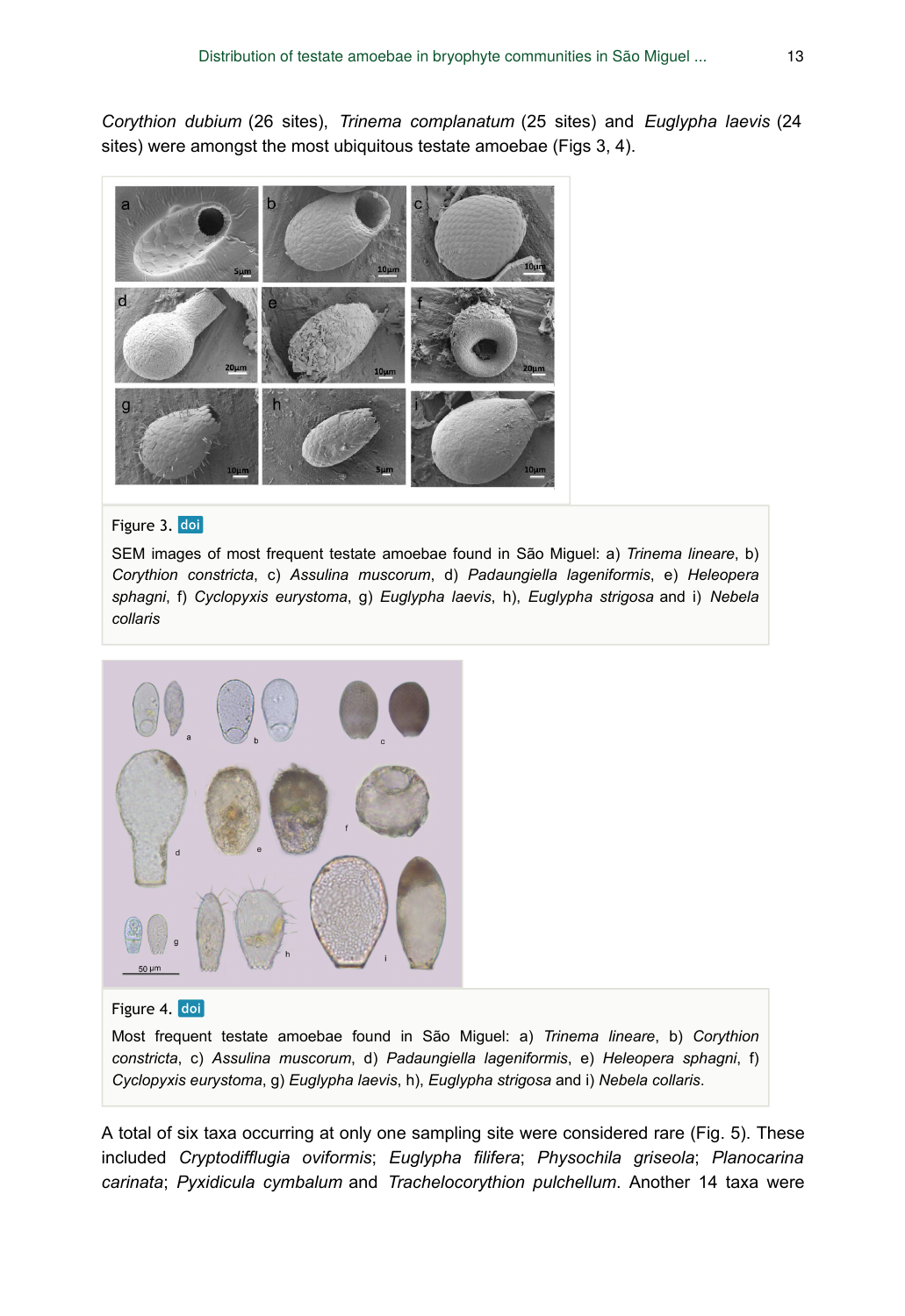*Corythion dubium* (26 sites), *Trinema complanatum* (25 sites) and *Euglypha laevis* (24 sites) were amongst the most ubiquitous testate amoebae (Figs 3, 4).

Figure 3. doi

SEM images of most frequent testate amoebae found in São Miguel: a) *Trinema lineare*, b) *Corythion constricta*, c) *Assulina muscorum*, d) *Padaungiella lageniformis*, e) *Heleopera sphagni*, f) *Cyclopyxis eurystoma*, g) *Euglypha laevis*, h), *Euglypha strigosa* and i) *Nebela collaris*

Figure 4. doi

Most frequent testate amoebae found in São Miguel: a) *Trinema lineare*, b) *Corythion constricta*, c) *Assulina muscorum*, d) *Padaungiella lageniformis*, e) *Heleopera sphagni*, f) *Cyclopyxis eurystoma*, g) *Euglypha laevis*, h), *Euglypha strigosa* and i) *Nebela collaris*.

A total of six taxa occurring at only one sampling site were considered rare (Fig. 5). These included *Cryptodifflugia oviformis*; *Euglypha filifera*; *Physochila griseola*; *Planocarina carinata*; *Pyxidicula cymbalum* and *Trachelocorythion pulchellum*. Another 14 taxa were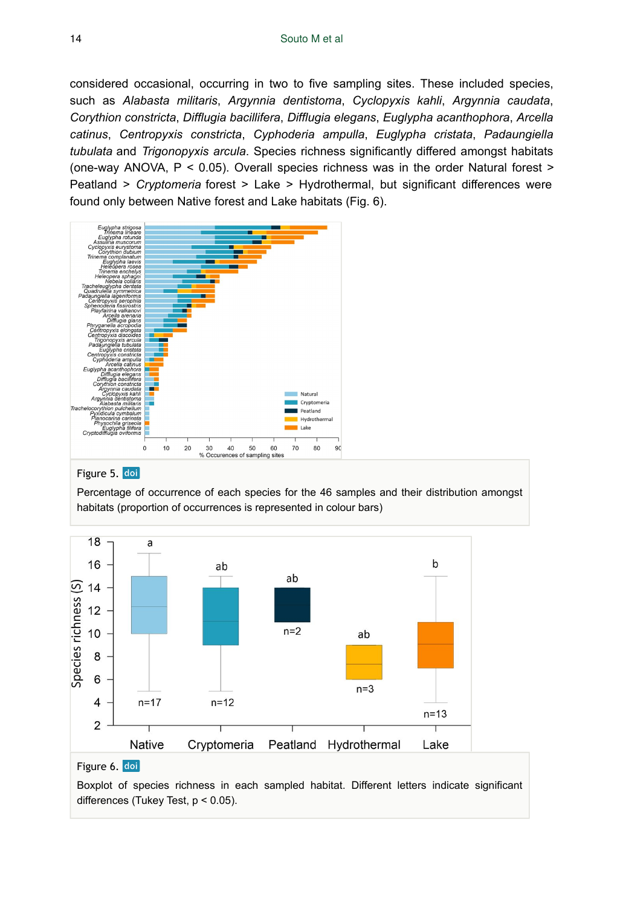considered occasional, occurring in two to five sampling sites. These included species, such as *Alabasta militaris*, *Argynnia dentistoma*, *Cyclopyxis kahli*, *Argynnia caudata*, *Corythion constricta*, *Difflugia bacillifera*, *Difflugia elegans*, *Euglypha acanthophora*, *Arcella catinus*, *Centropyxis constricta*, *Cyphoderia ampulla*, *Euglypha cristata*, *Padaungiella tubulata* and *Trigonopyxis arcula*. Species richness significantly differed amongst habitats (one-way ANOVA, P < 0.05). Overall species richness was in the order Natural forest > Peatland > *Cryptomeria* forest > Lake > Hydrothermal, but significant differences were found only between Native forest and Lake habitats (Fig. 6).

Euglypha strigosa
Trinema lineare
Euglypha rotunda
Assulina muscorum
Cyclopyxis eurystoma
Corythion dubium
Trinema complanatum
Euglypha laevis
Heleopera rosea
Trinema enchelys
Heleopera sphagni
Nebela collaris
Tracheleuglypha dentata
Quadrulella symmetrica
Padaungiella lageniformis
Centropyxis aerophila
Sphenoderia fissirostris
Playfairina valkanovi
Arcella arenaria
Difflugia glans
Phryganella acropodia
Centropyxis elongata
Centropyxis discoides
Trigonopyxis arcula
Padaungiella tubulata
Euglypha cristata
Centropyxis constricta
Cyphoderia ampulla
Arcella catinus
Euglypha acanthophora
Difflugia elegans
Difflugia bacillifera
Corythion constricta
Argynnia caudata
Cyclopyxis kahli
Argynnia dentistoma
Alabasta militaris
Trachelocorythion pulchellum
Pyxidicula cymbalum
Planocarina carinata
Physochila griseola
Euglypha filifera
Cryptodifflugia oviformis

Natural
Cryptomeria
Peatland
Hydrothermal
Lake

0 10 20 30 40 50 60 70 80 90
% Occurences of sampling sites

Figure 5. doi

Percentage of occurrence of each species for the 46 samples and their distribution amongst habitats (proportion of occurrences is represented in colour bars)

Species richness (S)

18 16 14 12 10 8 6 4 2

a
ab
ab
ab
b

n=17
n=12
n=2
n=3
n=13

Native
Cryptomeria
Peatland
Hydrothermal
Lake

Figure 6. doi

Boxplot of species richness in each sampled habitat. Different letters indicate significant differences (Tukey Test, p < 0.05).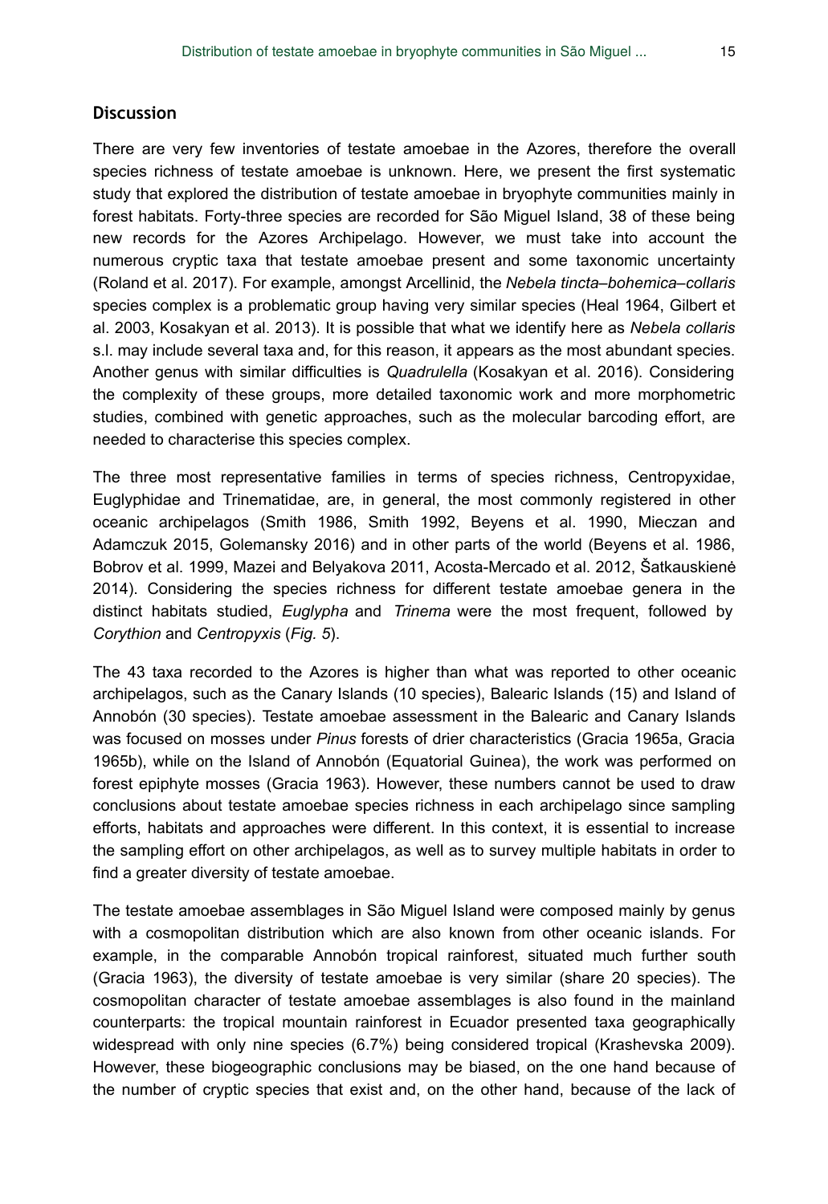## Discussion

There are very few inventories of testate amoebae in the Azores, therefore the overall species richness of testate amoebae is unknown. Here, we present the first systematic study that explored the distribution of testate amoebae in bryophyte communities mainly in forest habitats. Forty-three species are recorded for São Miguel Island, 38 of these being new records for the Azores Archipelago. However, we must take into account the numerous cryptic taxa that testate amoebae present and some taxonomic uncertainty (Roland et al. 2017). For example, amongst Arcellinid, the *Nebela tincta–bohemica–collaris* species complex is a problematic group having very similar species (Heal 1964, Gilbert et al. 2003, Kosakyan et al. 2013). It is possible that what we identify here as *Nebela collaris* s.l. may include several taxa and, for this reason, it appears as the most abundant species. Another genus with similar difficulties is *Quadrulella* (Kosakyan et al. 2016). Considering the complexity of these groups, more detailed taxonomic work and more morphometric studies, combined with genetic approaches, such as the molecular barcoding effort, are needed to characterise this species complex.

The three most representative families in terms of species richness, Centropyxidae, Euglyphidae and Trinematidae, are, in general, the most commonly registered in other oceanic archipelagos (Smith 1986, Smith 1992, Beyens et al. 1990, Mieczan and Adamczuk 2015, Golemansky 2016) and in other parts of the world (Beyens et al. 1986, Bobrov et al. 1999, Mazei and Belyakova 2011, Acosta-Mercado et al. 2012, Šatkauskienė 2014). Considering the species richness for different testate amoebae genera in the distinct habitats studied, *Euglypha* and *Trinema* were the most frequent, followed by *Corythion* and *Centropyxis* (*Fig. 5*).

The 43 taxa recorded to the Azores is higher than what was reported to other oceanic archipelagos, such as the Canary Islands (10 species), Balearic Islands (15) and Island of Annobón (30 species). Testate amoebae assessment in the Balearic and Canary Islands was focused on mosses under *Pinus* forests of drier characteristics (Gracia 1965a, Gracia 1965b), while on the Island of Annobón (Equatorial Guinea), the work was performed on forest epiphyte mosses (Gracia 1963). However, these numbers cannot be used to draw conclusions about testate amoebae species richness in each archipelago since sampling efforts, habitats and approaches were different. In this context, it is essential to increase the sampling effort on other archipelagos, as well as to survey multiple habitats in order to find a greater diversity of testate amoebae.

The testate amoebae assemblages in São Miguel Island were composed mainly by genus with a cosmopolitan distribution which are also known from other oceanic islands. For example, in the comparable Annobón tropical rainforest, situated much further south (Gracia 1963), the diversity of testate amoebae is very similar (share 20 species). The cosmopolitan character of testate amoebae assemblages is also found in the mainland counterparts: the tropical mountain rainforest in Ecuador presented taxa geographically widespread with only nine species (6.7%) being considered tropical (Krashevska 2009). However, these biogeographic conclusions may be biased, on the one hand because of the number of cryptic species that exist and, on the other hand, because of the lack of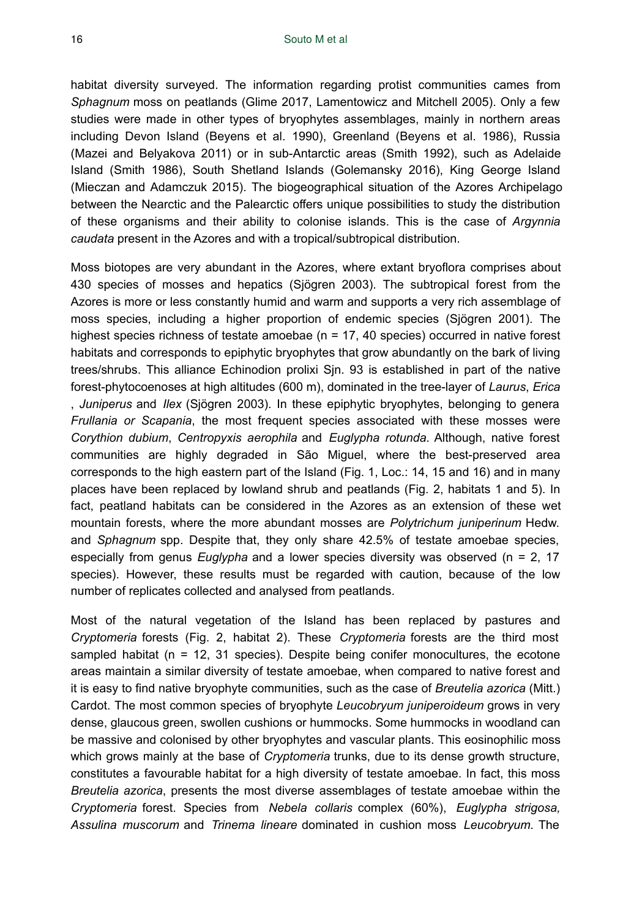habitat diversity surveyed. The information regarding protist communities cames from *Sphagnum* moss on peatlands (Glime 2017, Lamentowicz and Mitchell 2005). Only a few studies were made in other types of bryophytes assemblages, mainly in northern areas including Devon Island (Beyens et al. 1990), Greenland (Beyens et al. 1986), Russia (Mazei and Belyakova 2011) or in sub-Antarctic areas (Smith 1992), such as Adelaide Island (Smith 1986), South Shetland Islands (Golemansky 2016), King George Island (Mieczan and Adamczuk 2015). The biogeographical situation of the Azores Archipelago between the Nearctic and the Palearctic offers unique possibilities to study the distribution of these organisms and their ability to colonise islands. This is the case of *Argynnia caudata* present in the Azores and with a tropical/subtropical distribution.

Moss biotopes are very abundant in the Azores, where extant bryoflora comprises about 430 species of mosses and hepatics (Sjögren 2003). The subtropical forest from the Azores is more or less constantly humid and warm and supports a very rich assemblage of moss species, including a higher proportion of endemic species (Sjögren 2001). The highest species richness of testate amoebae (n = 17, 40 species) occurred in native forest habitats and corresponds to epiphytic bryophytes that grow abundantly on the bark of living trees/shrubs. This alliance Echinodion prolixi Sjn. 93 is established in part of the native forest-phytocoenoses at high altitudes (600 m), dominated in the tree-layer of *Laurus*, *Erica* , *Juniperus* and *Ilex* (Sjögren 2003). In these epiphytic bryophytes, belonging to genera *Frullania or Scapania*, the most frequent species associated with these mosses were *Corythion dubium*, *Centropyxis aerophila* and *Euglypha rotunda.* Although, native forest communities are highly degraded in São Miguel, where the best-preserved area corresponds to the high eastern part of the Island (Fig. 1, Loc.: 14, 15 and 16) and in many places have been replaced by lowland shrub and peatlands (Fig. 2, habitats 1 and 5). In fact, peatland habitats can be considered in the Azores as an extension of these wet mountain forests, where the more abundant mosses are *Polytrichum juniperinum* Hedw. and *Sphagnum* spp. Despite that, they only share 42.5% of testate amoebae species, especially from genus *Euglypha* and a lower species diversity was observed (n = 2, 17 species). However, these results must be regarded with caution, because of the low number of replicates collected and analysed from peatlands.

Most of the natural vegetation of the Island has been replaced by pastures and *Cryptomeria* forests (Fig. 2, habitat 2). These *Cryptomeria* forests are the third most sampled habitat (n = 12, 31 species). Despite being conifer monocultures, the ecotone areas maintain a similar diversity of testate amoebae, when compared to native forest and it is easy to find native bryophyte communities, such as the case of *Breutelia azorica* (Mitt.) Cardot. The most common species of bryophyte *Leucobryum juniperoideum* grows in very dense, glaucous green, swollen cushions or hummocks. Some hummocks in woodland can be massive and colonised by other bryophytes and vascular plants. This eosinophilic moss which grows mainly at the base of *Cryptomeria* trunks, due to its dense growth structure, constitutes a favourable habitat for a high diversity of testate amoebae. In fact, this moss *Breutelia azorica*, presents the most diverse assemblages of testate amoebae within the *Cryptomeria* forest. Species from *Nebela collaris* complex (60%), *Euglypha strigosa, Assulina muscorum* and *Trinema lineare* dominated in cushion moss *Leucobryum.* The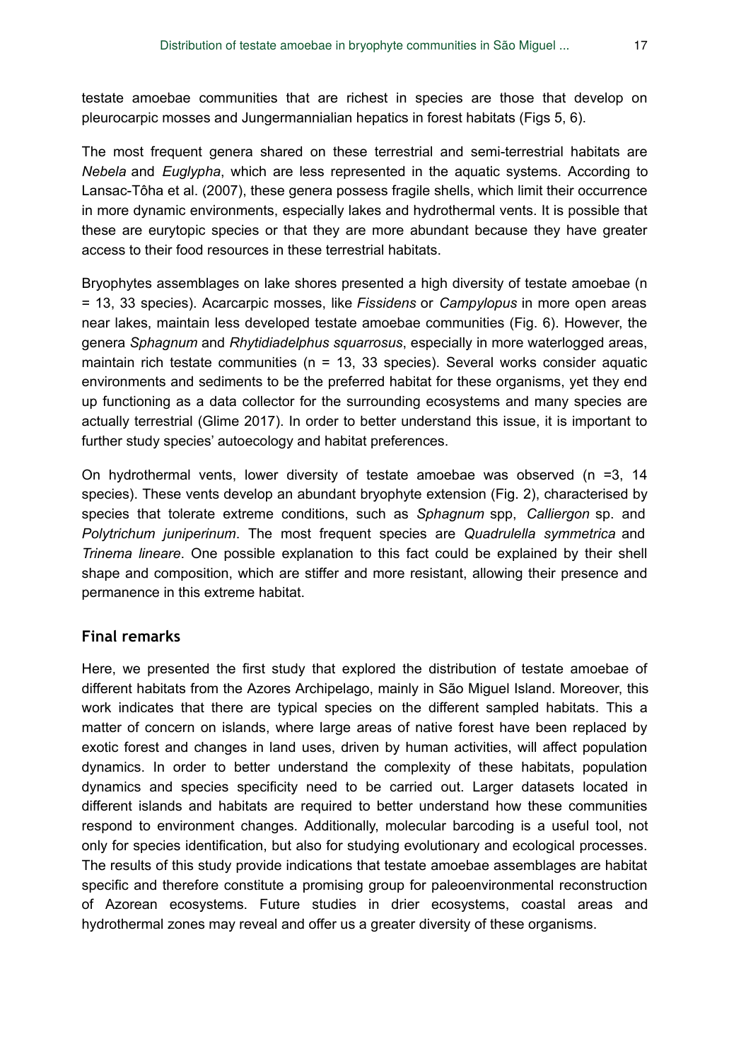testate amoebae communities that are richest in species are those that develop on pleurocarpic mosses and Jungermannialian hepatics in forest habitats (Figs 5, 6).

The most frequent genera shared on these terrestrial and semi-terrestrial habitats are *Nebela* and *Euglypha*, which are less represented in the aquatic systems. According to Lansac-Tôha et al. (2007), these genera possess fragile shells, which limit their occurrence in more dynamic environments, especially lakes and hydrothermal vents. It is possible that these are eurytopic species or that they are more abundant because they have greater access to their food resources in these terrestrial habitats.

Bryophytes assemblages on lake shores presented a high diversity of testate amoebae (n = 13, 33 species). Acarcarpic mosses, like *Fissidens* or *Campylopus* in more open areas near lakes, maintain less developed testate amoebae communities (Fig. 6). However, the genera *Sphagnum* and *Rhytidiadelphus squarrosus*, especially in more waterlogged areas, maintain rich testate communities (n = 13, 33 species). Several works consider aquatic environments and sediments to be the preferred habitat for these organisms, yet they end up functioning as a data collector for the surrounding ecosystems and many species are actually terrestrial (Glime 2017). In order to better understand this issue, it is important to further study species' autoecology and habitat preferences.

On hydrothermal vents, lower diversity of testate amoebae was observed (n =3, 14 species). These vents develop an abundant bryophyte extension (Fig. 2), characterised by species that tolerate extreme conditions, such as *Sphagnum* spp, *Calliergon* sp. and *Polytrichum juniperinum*. The most frequent species are *Quadrulella symmetrica* and *Trinema lineare*. One possible explanation to this fact could be explained by their shell shape and composition, which are stiffer and more resistant, allowing their presence and permanence in this extreme habitat.

## Final remarks

Here, we presented the first study that explored the distribution of testate amoebae of different habitats from the Azores Archipelago, mainly in São Miguel Island. Moreover, this work indicates that there are typical species on the different sampled habitats. This a matter of concern on islands, where large areas of native forest have been replaced by exotic forest and changes in land uses, driven by human activities, will affect population dynamics. In order to better understand the complexity of these habitats, population dynamics and species specificity need to be carried out. Larger datasets located in different islands and habitats are required to better understand how these communities respond to environment changes. Additionally, molecular barcoding is a useful tool, not only for species identification, but also for studying evolutionary and ecological processes. The results of this study provide indications that testate amoebae assemblages are habitat specific and therefore constitute a promising group for paleoenvironmental reconstruction of Azorean ecosystems. Future studies in drier ecosystems, coastal areas and hydrothermal zones may reveal and offer us a greater diversity of these organisms.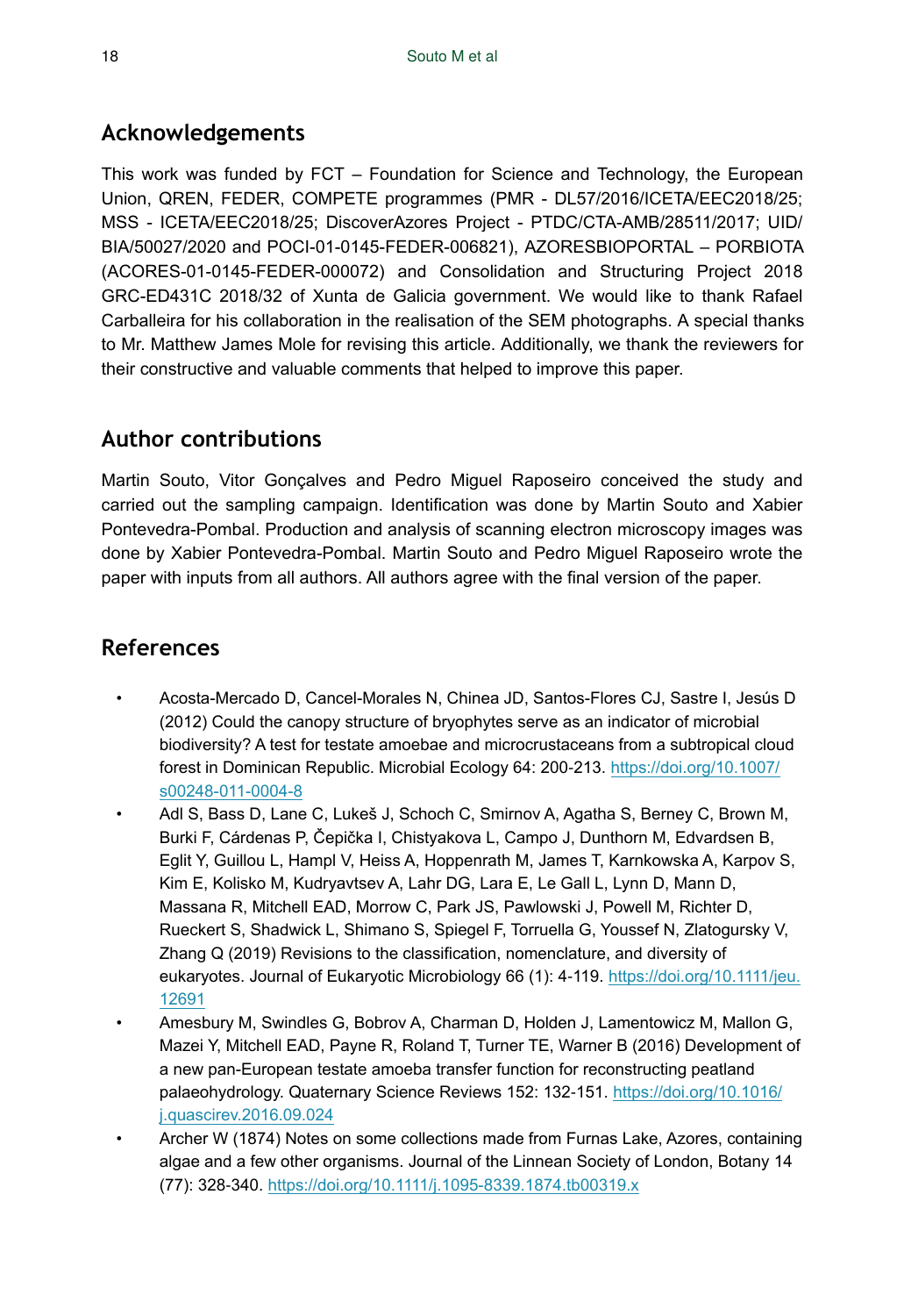## Acknowledgements

This work was funded by FCT – Foundation for Science and Technology, the European Union, QREN, FEDER, COMPETE programmes (PMR - DL57/2016/ICETA/EEC2018/25; MSS - ICETA/EEC2018/25; DiscoverAzores Project - PTDC/CTA-AMB/28511/2017; UID/BIA/50027/2020 and POCI-01-0145-FEDER-006821), AZORESBIOPORTAL – PORBIOTA (ACORES-01-0145-FEDER-000072) and Consolidation and Structuring Project 2018 GRC-ED431C 2018/32 of Xunta de Galicia government. We would like to thank Rafael Carballeira for his collaboration in the realisation of the SEM photographs. A special thanks to Mr. Matthew James Mole for revising this article. Additionally, we thank the reviewers for their constructive and valuable comments that helped to improve this paper.

## Author contributions

Martin Souto, Vitor Gonçalves and Pedro Miguel Raposeiro conceived the study and carried out the sampling campaign. Identification was done by Martin Souto and Xabier Pontevedra-Pombal. Production and analysis of scanning electron microscopy images was done by Xabier Pontevedra-Pombal. Martin Souto and Pedro Miguel Raposeiro wrote the paper with inputs from all authors. All authors agree with the final version of the paper.

## References

- Acosta-Mercado D, Cancel-Morales N, Chinea JD, Santos-Flores CJ, Sastre I, Jesús D (2012) Could the canopy structure of bryophytes serve as an indicator of microbial biodiversity? A test for testate amoebae and microcrustaceans from a subtropical cloud forest in Dominican Republic. Microbial Ecology 64: 200-213. https://doi.org/10.1007/s00248-011-0004-8
- Adl S, Bass D, Lane C, Lukeš J, Schoch C, Smirnov A, Agatha S, Berney C, Brown M, Burki F, Cárdenas P, Čepička I, Chistyakova L, Campo J, Dunthorn M, Edvardsen B, Eglit Y, Guillou L, Hampl V, Heiss A, Hoppenrath M, James T, Karnkowska A, Karpov S, Kim E, Kolisko M, Kudryavtsev A, Lahr DG, Lara E, Le Gall L, Lynn D, Mann D, Massana R, Mitchell EAD, Morrow C, Park JS, Pawlowski J, Powell M, Richter D, Rueckert S, Shadwick L, Shimano S, Spiegel F, Torruella G, Youssef N, Zlatogursky V, Zhang Q (2019) Revisions to the classification, nomenclature, and diversity of eukaryotes. Journal of Eukaryotic Microbiology 66 (1): 4-119. https://doi.org/10.1111/jeu.12691
- Amesbury M, Swindles G, Bobrov A, Charman D, Holden J, Lamentowicz M, Mallon G, Mazei Y, Mitchell EAD, Payne R, Roland T, Turner TE, Warner B (2016) Development of a new pan-European testate amoeba transfer function for reconstructing peatland palaeohydrology. Quaternary Science Reviews 152: 132-151. https://doi.org/10.1016/j.quascirev.2016.09.024
- Archer W (1874) Notes on some collections made from Furnas Lake, Azores, containing algae and a few other organisms. Journal of the Linnean Society of London, Botany 14 (77): 328-340. https://doi.org/10.1111/j.1095-8339.1874.tb00319.x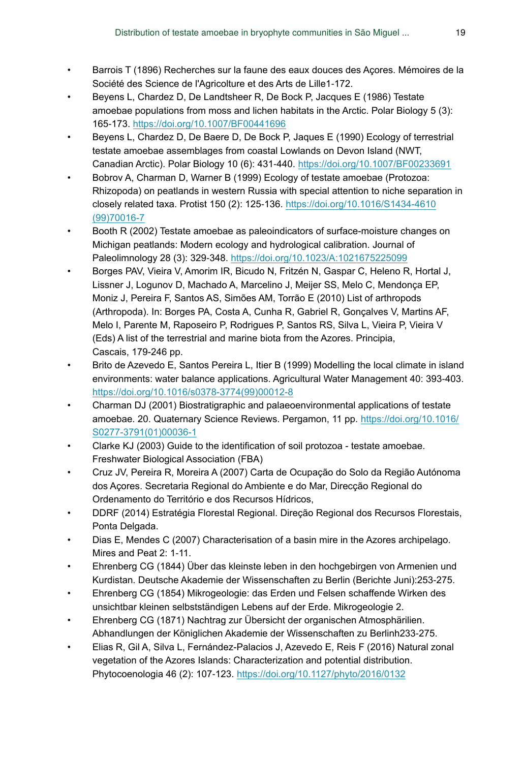- Barrois T (1896) Recherches sur la faune des eaux douces des Açores. Mémoires de la Société des Science de l'Agricolture et des Arts de Lille1-172.
- Beyens L, Chardez D, De Landtsheer R, De Bock P, Jacques E (1986) Testate amoebae populations from moss and lichen habitats in the Arctic. Polar Biology 5 (3): 165-173. https://doi.org/10.1007/BF00441696
- Beyens L, Chardez D, De Baere D, De Bock P, Jaques E (1990) Ecology of terrestrial testate amoebae assemblages from coastal Lowlands on Devon Island (NWT, Canadian Arctic). Polar Biology 10 (6): 431-440. https://doi.org/10.1007/BF00233691
- Bobrov A, Charman D, Warner B (1999) Ecology of testate amoebae (Protozoa: Rhizopoda) on peatlands in western Russia with special attention to niche separation in closely related taxa. Protist 150 (2): 125-136. https://doi.org/10.1016/S1434-4610(99)70016-7
- Booth R (2002) Testate amoebae as paleoindicators of surface-moisture changes on Michigan peatlands: Modern ecology and hydrological calibration. Journal of Paleolimnology 28 (3): 329-348. https://doi.org/10.1023/A:1021675225099
- Borges PAV, Vieira V, Amorim IR, Bicudo N, Fritzén N, Gaspar C, Heleno R, Hortal J, Lissner J, Logunov D, Machado A, Marcelino J, Meijer SS, Melo C, Mendonça EP, Moniz J, Pereira F, Santos AS, Simões AM, Torrão E (2010) List of arthropods (Arthropoda). In: Borges PA, Costa A, Cunha R, Gabriel R, Gonçalves V, Martins AF, Melo I, Parente M, Raposeiro P, Rodrigues P, Santos RS, Silva L, Vieira P, Vieira V (Eds) A list of the terrestrial and marine biota from the Azores. Principia, Cascais, 179-246 pp.
- Brito de Azevedo E, Santos Pereira L, Itier B (1999) Modelling the local climate in island environments: water balance applications. Agricultural Water Management 40: 393-403. https://doi.org/10.1016/s0378-3774(99)00012-8
- Charman DJ (2001) Biostratigraphic and palaeoenvironmental applications of testate amoebae. 20. Quaternary Science Reviews. Pergamon, 11 pp. https://doi.org/10.1016/S0277-3791(01)00036-1
- Clarke KJ (2003) Guide to the identification of soil protozoa - testate amoebae. Freshwater Biological Association (FBA)
- Cruz JV, Pereira R, Moreira A (2007) Carta de Ocupação do Solo da Região Autónoma dos Açores. Secretaria Regional do Ambiente e do Mar, Direcção Regional do Ordenamento do Território e dos Recursos Hídricos,
- DDRF (2014) Estratégia Florestal Regional. Direção Regional dos Recursos Florestais, Ponta Delgada.
- Dias E, Mendes C (2007) Characterisation of a basin mire in the Azores archipelago. Mires and Peat 2: 1-11.
- Ehrenberg CG (1844) Über das kleinste leben in den hochgebirgen von Armenien und Kurdistan. Deutsche Akademie der Wissenschaften zu Berlin (Berichte Juni):253-275.
- Ehrenberg CG (1854) Mikrogeologie: das Erden und Felsen schaffende Wirken des unsichtbar kleinen selbstständigen Lebens auf der Erde. Mikrogeologie 2.
- Ehrenberg CG (1871) Nachtrag zur Übersicht der organischen Atmosphärilien. Abhandlungen der Königlichen Akademie der Wissenschaften zu Berlinh233-275.
- Elias R, Gil A, Silva L, Fernández-Palacios J, Azevedo E, Reis F (2016) Natural zonal vegetation of the Azores Islands: Characterization and potential distribution. Phytocoenologia 46 (2): 107-123. https://doi.org/10.1127/phyto/2016/0132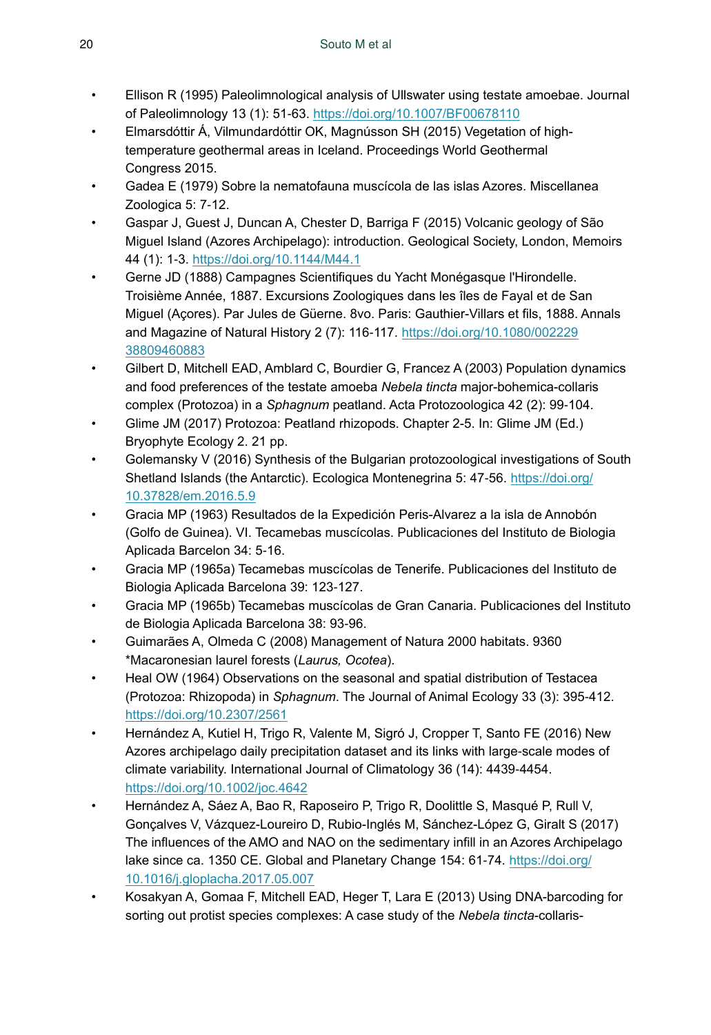- Ellison R (1995) Paleolimnological analysis of Ullswater using testate amoebae. Journal of Paleolimnology 13 (1): 51-63. https://doi.org/10.1007/BF00678110
- Elmarsdóttir Á, Vilmundardóttir OK, Magnússon SH (2015) Vegetation of high-temperature geothermal areas in Iceland. Proceedings World Geothermal Congress 2015.
- Gadea E (1979) Sobre la nematofauna muscícola de las islas Azores. Miscellanea Zoologica 5: 7-12.
- Gaspar J, Guest J, Duncan A, Chester D, Barriga F (2015) Volcanic geology of São Miguel Island (Azores Archipelago): introduction. Geological Society, London, Memoirs 44 (1): 1-3. https://doi.org/10.1144/M44.1
- Gerne JD (1888) Campagnes Scientifiques du Yacht Monégasque l'Hirondelle. Troisième Année, 1887. Excursions Zoologiques dans les îles de Fayal et de San Miguel (Açores). Par Jules de Güerne. 8vo. Paris: Gauthier-Villars et fils, 1888. Annals and Magazine of Natural History 2 (7): 116-117. https://doi.org/10.1080/00222938809460883
- Gilbert D, Mitchell EAD, Amblard C, Bourdier G, Francez A (2003) Population dynamics and food preferences of the testate amoeba *Nebela tincta* major-bohemica-collaris complex (Protozoa) in a *Sphagnum* peatland. Acta Protozoologica 42 (2): 99-104.
- Glime JM (2017) Protozoa: Peatland rhizopods. Chapter 2-5. In: Glime JM (Ed.) Bryophyte Ecology 2. 21 pp.
- Golemansky V (2016) Synthesis of the Bulgarian protozoological investigations of South Shetland Islands (the Antarctic). Ecologica Montenegrina 5: 47-56. https://doi.org/10.37828/em.2016.5.9
- Gracia MP (1963) Resultados de la Expedición Peris-Alvarez a la isla de Annobón (Golfo de Guinea). VI. Tecamebas muscícolas. Publicaciones del Instituto de Biologia Aplicada Barcelon 34: 5-16.
- Gracia MP (1965a) Tecamebas muscícolas de Tenerife. Publicaciones del Instituto de Biologia Aplicada Barcelona 39: 123-127.
- Gracia MP (1965b) Tecamebas muscícolas de Gran Canaria. Publicaciones del Instituto de Biologia Aplicada Barcelona 38: 93-96.
- Guimarães A, Olmeda C (2008) Management of Natura 2000 habitats. 9360 *Macaronesian laurel forests (*Laurus, Ocotea*).
- Heal OW (1964) Observations on the seasonal and spatial distribution of Testacea (Protozoa: Rhizopoda) in *Sphagnum*. The Journal of Animal Ecology 33 (3): 395-412. https://doi.org/10.2307/2561
- Hernández A, Kutiel H, Trigo R, Valente M, Sigró J, Cropper T, Santo FE (2016) New Azores archipelago daily precipitation dataset and its links with large-scale modes of climate variability. International Journal of Climatology 36 (14): 4439-4454. https://doi.org/10.1002/joc.4642
- Hernández A, Sáez A, Bao R, Raposeiro P, Trigo R, Doolittle S, Masqué P, Rull V, Gonçalves V, Vázquez-Loureiro D, Rubio-Inglés M, Sánchez-López G, Giralt S (2017) The influences of the AMO and NAO on the sedimentary infill in an Azores Archipelago lake since ca. 1350 CE. Global and Planetary Change 154: 61-74. https://doi.org/10.1016/j.gloplacha.2017.05.007
- Kosakyan A, Gomaa F, Mitchell EAD, Heger T, Lara E (2013) Using DNA-barcoding for sorting out protist species complexes: A case study of the *Nebela tincta*-collaris-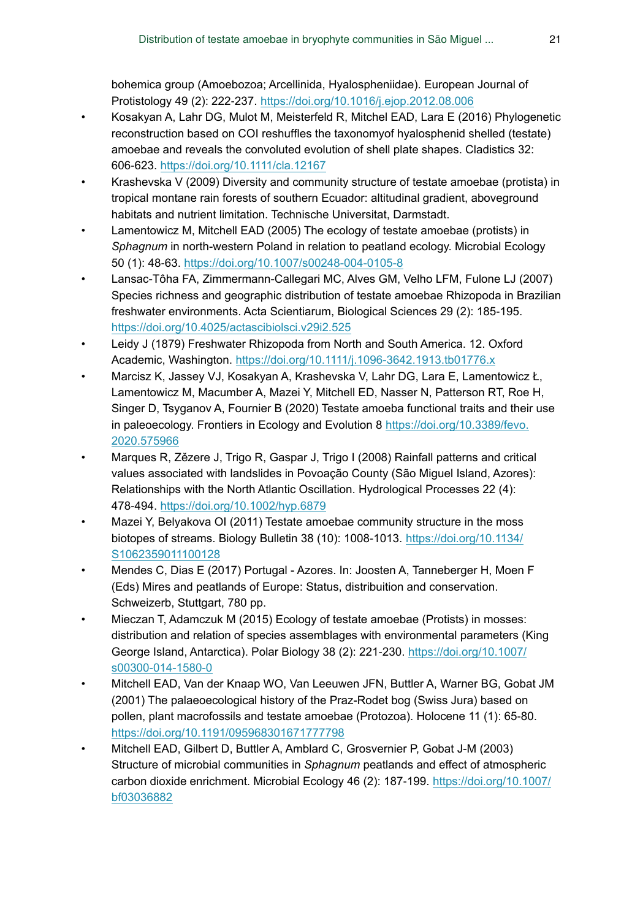bohemica group (Amoebozoa; Arcellinida, Hyalospheniidae). European Journal of Protistology 49 (2): 222-237. https://doi.org/10.1016/j.ejop.2012.08.006

- Kosakyan A, Lahr DG, Mulot M, Meisterfeld R, Mitchel EAD, Lara E (2016) Phylogenetic reconstruction based on COI reshuffles the taxonomyof hyalosphenid shelled (testate) amoebae and reveals the convoluted evolution of shell plate shapes. Cladistics 32: 606-623. https://doi.org/10.1111/cla.12167
- Krashevska V (2009) Diversity and community structure of testate amoebae (protista) in tropical montane rain forests of southern Ecuador: altitudinal gradient, aboveground habitats and nutrient limitation. Technische Universitat, Darmstadt.
- Lamentowicz M, Mitchell EAD (2005) The ecology of testate amoebae (protists) in *Sphagnum* in north-western Poland in relation to peatland ecology. Microbial Ecology 50 (1): 48-63. https://doi.org/10.1007/s00248-004-0105-8
- Lansac-Tôha FA, Zimmermann-Callegari MC, Alves GM, Velho LFM, Fulone LJ (2007) Species richness and geographic distribution of testate amoebae Rhizopoda in Brazilian freshwater environments. Acta Scientiarum, Biological Sciences 29 (2): 185-195. https://doi.org/10.4025/actascibiolsci.v29i2.525
- Leidy J (1879) Freshwater Rhizopoda from North and South America. 12. Oxford Academic, Washington. https://doi.org/10.1111/j.1096-3642.1913.tb01776.x
- Marcisz K, Jassey VJ, Kosakyan A, Krashevska V, Lahr DG, Lara E, Lamentowicz Ł, Lamentowicz M, Macumber A, Mazei Y, Mitchell ED, Nasser N, Patterson RT, Roe H, Singer D, Tsyganov A, Fournier B (2020) Testate amoeba functional traits and their use in paleoecology. Frontiers in Ecology and Evolution 8 https://doi.org/10.3389/fevo.2020.575966
- Marques R, Zĕzere J, Trigo R, Gaspar J, Trigo I (2008) Rainfall patterns and critical values associated with landslides in Povoação County (São Miguel Island, Azores): Relationships with the North Atlantic Oscillation. Hydrological Processes 22 (4): 478-494. https://doi.org/10.1002/hyp.6879
- Mazei Y, Belyakova OI (2011) Testate amoebae community structure in the moss biotopes of streams. Biology Bulletin 38 (10): 1008-1013. https://doi.org/10.1134/S1062359011100128
- Mendes C, Dias E (2017) Portugal - Azores. In: Joosten A, Tanneberger H, Moen F (Eds) Mires and peatlands of Europe: Status, distribuition and conservation. Schweizerb, Stuttgart, 780 pp.
- Mieczan T, Adamczuk M (2015) Ecology of testate amoebae (Protists) in mosses: distribution and relation of species assemblages with environmental parameters (King George Island, Antarctica). Polar Biology 38 (2): 221-230. https://doi.org/10.1007/s00300-014-1580-0
- Mitchell EAD, Van der Knaap WO, Van Leeuwen JFN, Buttler A, Warner BG, Gobat JM (2001) The palaeoecological history of the Praz-Rodet bog (Swiss Jura) based on pollen, plant macrofossils and testate amoebae (Protozoa). Holocene 11 (1): 65-80. https://doi.org/10.1191/095968301671777798
- Mitchell EAD, Gilbert D, Buttler A, Amblard C, Grosvernier P, Gobat J-M (2003) Structure of microbial communities in *Sphagnum* peatlands and effect of atmospheric carbon dioxide enrichment. Microbial Ecology 46 (2): 187-199. https://doi.org/10.1007/bf03036882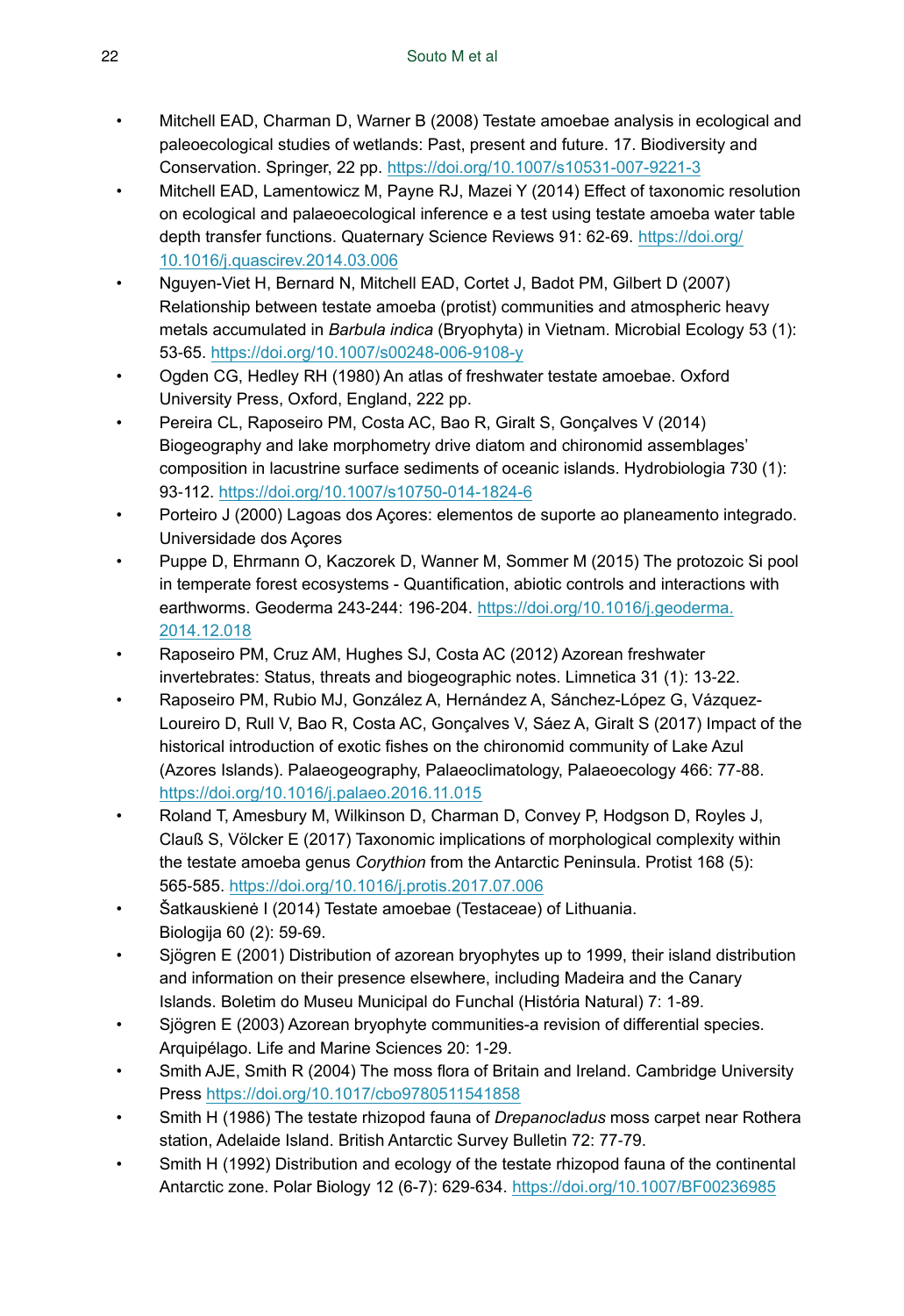- Mitchell EAD, Charman D, Warner B (2008) Testate amoebae analysis in ecological and paleoecological studies of wetlands: Past, present and future. 17. Biodiversity and Conservation. Springer, 22 pp. https://doi.org/10.1007/s10531-007-9221-3
- Mitchell EAD, Lamentowicz M, Payne RJ, Mazei Y (2014) Effect of taxonomic resolution on ecological and palaeoecological inference e a test using testate amoeba water table depth transfer functions. Quaternary Science Reviews 91: 62-69. https://doi.org/10.1016/j.quascirev.2014.03.006
- Nguyen-Viet H, Bernard N, Mitchell EAD, Cortet J, Badot PM, Gilbert D (2007) Relationship between testate amoeba (protist) communities and atmospheric heavy metals accumulated in *Barbula indica* (Bryophyta) in Vietnam. Microbial Ecology 53 (1): 53-65. https://doi.org/10.1007/s00248-006-9108-y
- Ogden CG, Hedley RH (1980) An atlas of freshwater testate amoebae. Oxford University Press, Oxford, England, 222 pp.
- Pereira CL, Raposeiro PM, Costa AC, Bao R, Giralt S, Gonçalves V (2014) Biogeography and lake morphometry drive diatom and chironomid assemblages' composition in lacustrine surface sediments of oceanic islands. Hydrobiologia 730 (1): 93-112. https://doi.org/10.1007/s10750-014-1824-6
- Porteiro J (2000) Lagoas dos Açores: elementos de suporte ao planeamento integrado. Universidade dos Açores
- Puppe D, Ehrmann O, Kaczorek D, Wanner M, Sommer M (2015) The protozoic Si pool in temperate forest ecosystems - Quantification, abiotic controls and interactions with earthworms. Geoderma 243-244: 196-204. https://doi.org/10.1016/j.geoderma.2014.12.018
- Raposeiro PM, Cruz AM, Hughes SJ, Costa AC (2012) Azorean freshwater invertebrates: Status, threats and biogeographic notes. Limnetica 31 (1): 13-22.
- Raposeiro PM, Rubio MJ, González A, Hernández A, Sánchez-López G, Vázquez-Loureiro D, Rull V, Bao R, Costa AC, Gonçalves V, Sáez A, Giralt S (2017) Impact of the historical introduction of exotic fishes on the chironomid community of Lake Azul (Azores Islands). Palaeogeography, Palaeoclimatology, Palaeoecology 466: 77-88. https://doi.org/10.1016/j.palaeo.2016.11.015
- Roland T, Amesbury M, Wilkinson D, Charman D, Convey P, Hodgson D, Royles J, Clauß S, Völcker E (2017) Taxonomic implications of morphological complexity within the testate amoeba genus *Corythion* from the Antarctic Peninsula. Protist 168 (5): 565-585. https://doi.org/10.1016/j.protis.2017.07.006
- Šatkauskienė I (2014) Testate amoebae (Testaceae) of Lithuania. Biologija 60 (2): 59-69.
- Sjögren E (2001) Distribution of azorean bryophytes up to 1999, their island distribution and information on their presence elsewhere, including Madeira and the Canary Islands. Boletim do Museu Municipal do Funchal (História Natural) 7: 1-89.
- Sjögren E (2003) Azorean bryophyte communities-a revision of differential species. Arquipélago. Life and Marine Sciences 20: 1-29.
- Smith AJE, Smith R (2004) The moss flora of Britain and Ireland. Cambridge University Press https://doi.org/10.1017/cbo9780511541858
- Smith H (1986) The testate rhizopod fauna of *Drepanocladus* moss carpet near Rothera station, Adelaide Island. British Antarctic Survey Bulletin 72: 77-79.
- Smith H (1992) Distribution and ecology of the testate rhizopod fauna of the continental Antarctic zone. Polar Biology 12 (6-7): 629-634. https://doi.org/10.1007/BF00236985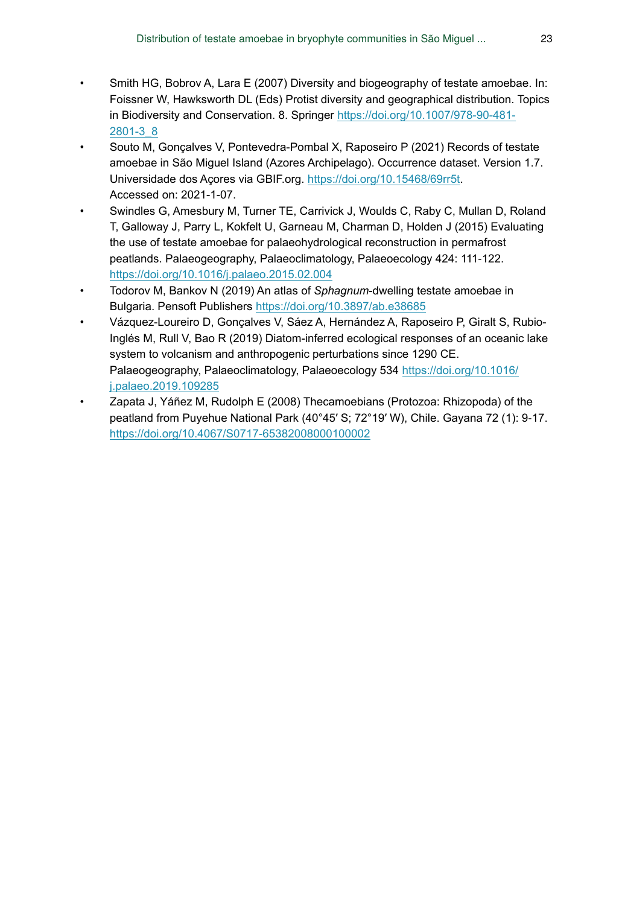- Smith HG, Bobrov A, Lara E (2007) Diversity and biogeography of testate amoebae. In: Foissner W, Hawksworth DL (Eds) Protist diversity and geographical distribution. Topics in Biodiversity and Conservation. 8. Springer https://doi.org/10.1007/978-90-481-2801-3_8
- Souto M, Gonçalves V, Pontevedra-Pombal X, Raposeiro P (2021) Records of testate amoebae in São Miguel Island (Azores Archipelago). Occurrence dataset. Version 1.7. Universidade dos Açores via GBIF.org. https://doi.org/10.15468/69rr5t. Accessed on: 2021-1-07.
- Swindles G, Amesbury M, Turner TE, Carrivick J, Woulds C, Raby C, Mullan D, Roland T, Galloway J, Parry L, Kokfelt U, Garneau M, Charman D, Holden J (2015) Evaluating the use of testate amoebae for palaeohydrological reconstruction in permafrost peatlands. Palaeogeography, Palaeoclimatology, Palaeoecology 424: 111-122. https://doi.org/10.1016/j.palaeo.2015.02.004
- Todorov M, Bankov N (2019) An atlas of *Sphagnum*-dwelling testate amoebae in Bulgaria. Pensoft Publishers https://doi.org/10.3897/ab.e38685
- Vázquez-Loureiro D, Gonçalves V, Sáez A, Hernández A, Raposeiro P, Giralt S, Rubio-Inglés M, Rull V, Bao R (2019) Diatom-inferred ecological responses of an oceanic lake system to volcanism and anthropogenic perturbations since 1290 CE. Palaeogeography, Palaeoclimatology, Palaeoecology 534 https://doi.org/10.1016/j.palaeo.2019.109285
- Zapata J, Yáñez M, Rudolph E (2008) Thecamoebians (Protozoa: Rhizopoda) of the peatland from Puyehue National Park (40°45′ S; 72°19′ W), Chile. Gayana 72 (1): 9-17. https://doi.org/10.4067/S0717-65382008000100002